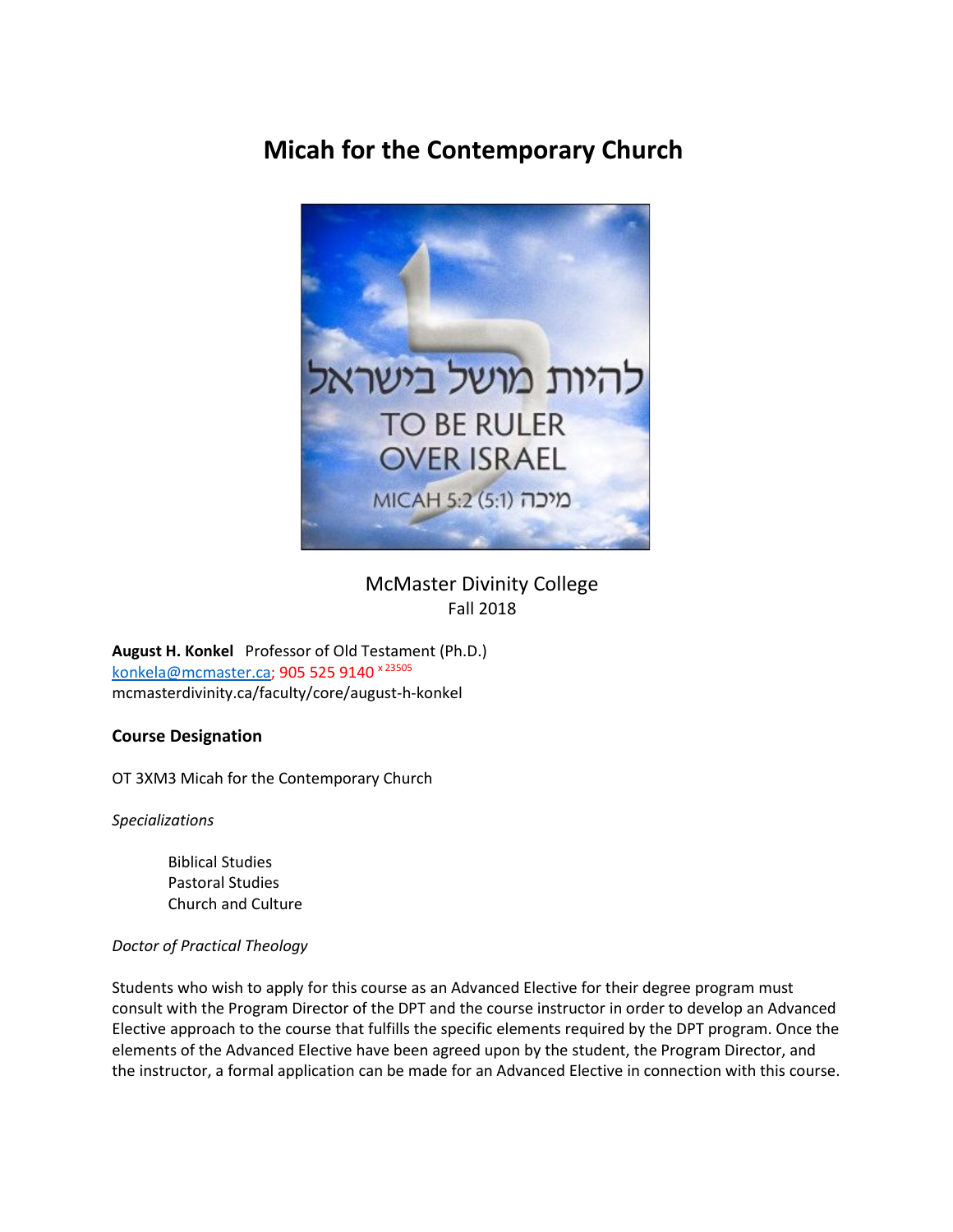# Micah for the Contemporary Church

McMaster Divinity College
Fall 2018

**August H. Konkel** Professor of Old Testament (Ph.D.)
konkela@mcmaster.ca; 905 525 9140 x 23505
mcmasterdivinity.ca/faculty/core/august-h-konkel

## Course Designation

OT 3XM3 Micah for the Contemporary Church

*Specializations*

Biblical Studies
Pastoral Studies
Church and Culture

*Doctor of Practical Theology*

Students who wish to apply for this course as an Advanced Elective for their degree program must consult with the Program Director of the DPT and the course instructor in order to develop an Advanced Elective approach to the course that fulfills the specific elements required by the DPT program. Once the elements of the Advanced Elective have been agreed upon by the student, the Program Director, and the instructor, a formal application can be made for an Advanced Elective in connection with this course.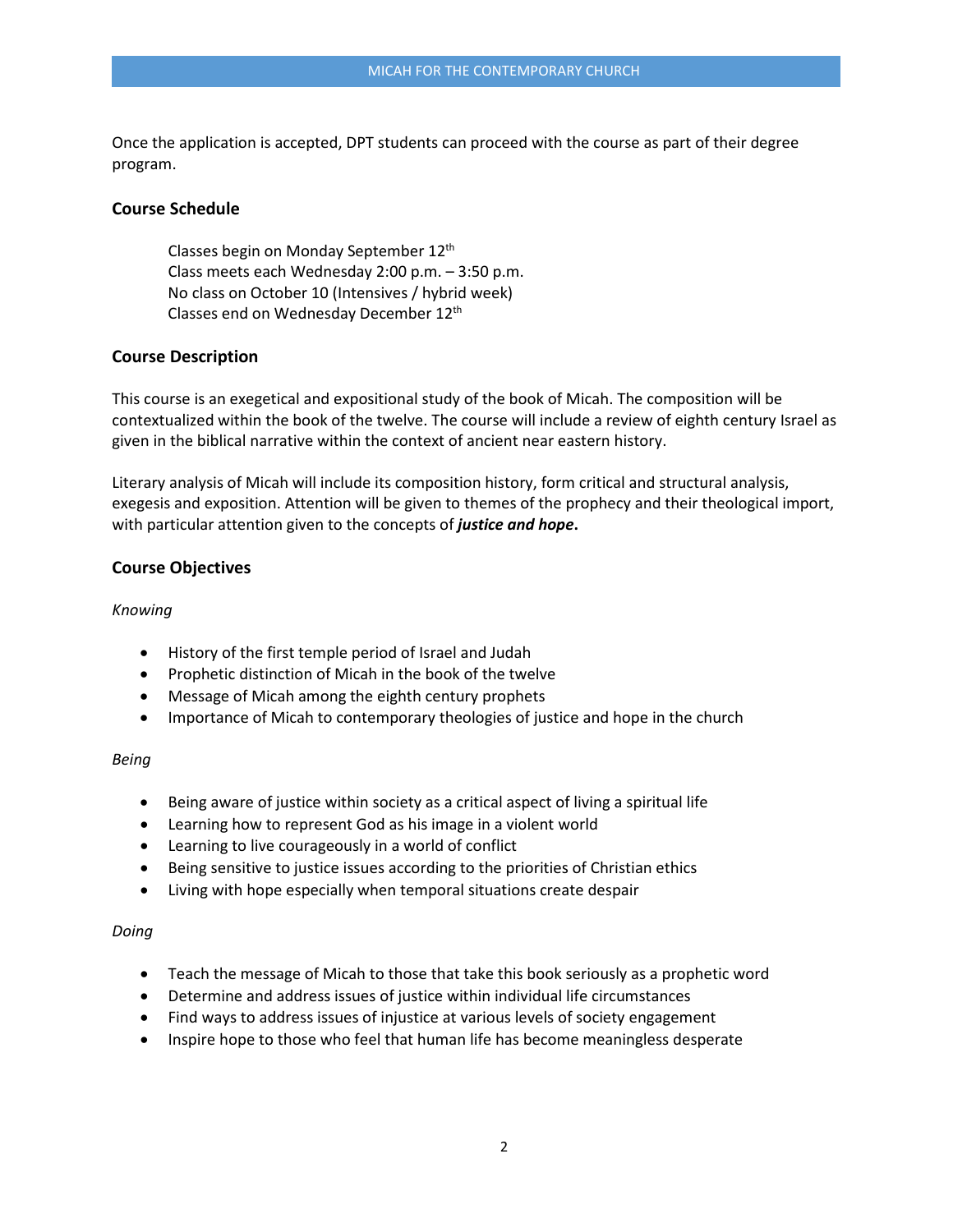Once the application is accepted, DPT students can proceed with the course as part of their degree program.

### Course Schedule

Classes begin on Monday September 12th
Class meets each Wednesday 2:00 p.m. – 3:50 p.m.
No class on October 10 (Intensives / hybrid week)
Classes end on Wednesday December 12th

### Course Description

This course is an exegetical and expositional study of the book of Micah. The composition will be contextualized within the book of the twelve. The course will include a review of eighth century Israel as given in the biblical narrative within the context of ancient near eastern history.

Literary analysis of Micah will include its composition history, form critical and structural analysis, exegesis and exposition. Attention will be given to themes of the prophecy and their theological import, with particular attention given to the concepts of ***justice and hope*****.**

### Course Objectives

*Knowing*

- History of the first temple period of Israel and Judah
- Prophetic distinction of Micah in the book of the twelve
- Message of Micah among the eighth century prophets
- Importance of Micah to contemporary theologies of justice and hope in the church

*Being*

- Being aware of justice within society as a critical aspect of living a spiritual life
- Learning how to represent God as his image in a violent world
- Learning to live courageously in a world of conflict
- Being sensitive to justice issues according to the priorities of Christian ethics
- Living with hope especially when temporal situations create despair

*Doing*

- Teach the message of Micah to those that take this book seriously as a prophetic word
- Determine and address issues of justice within individual life circumstances
- Find ways to address issues of injustice at various levels of society engagement
- Inspire hope to those who feel that human life has become meaningless desperate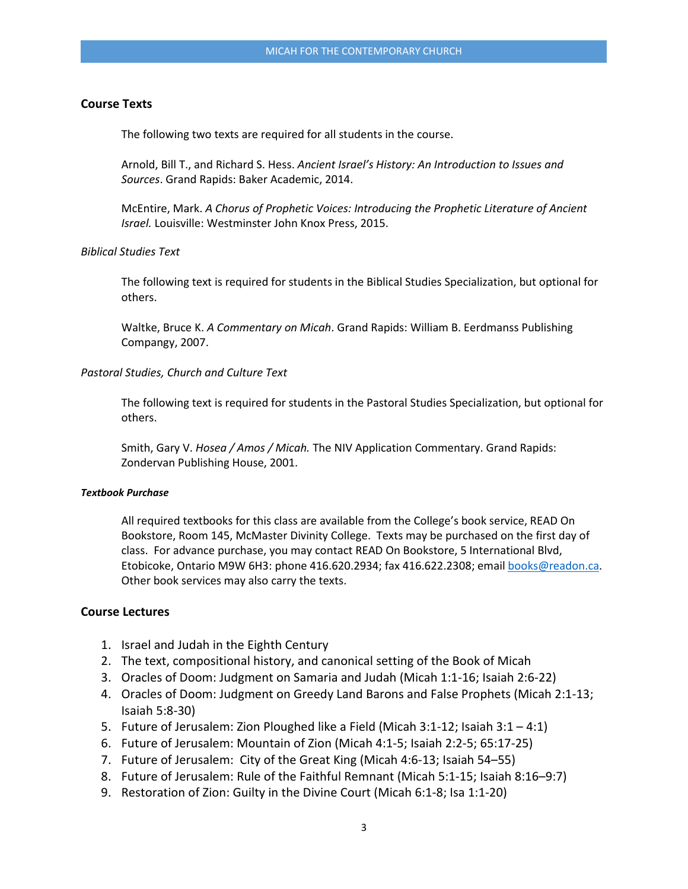## Course Texts

The following two texts are required for all students in the course.

Arnold, Bill T., and Richard S. Hess. *Ancient Israel's History: An Introduction to Issues and Sources*. Grand Rapids: Baker Academic, 2014.

McEntire, Mark. *A Chorus of Prophetic Voices: Introducing the Prophetic Literature of Ancient Israel.* Louisville: Westminster John Knox Press, 2015.

### *Biblical Studies Text*

The following text is required for students in the Biblical Studies Specialization, but optional for others.

Waltke, Bruce K. *A Commentary on Micah*. Grand Rapids: William B. Eerdmanss Publishing Compangy, 2007.

### *Pastoral Studies, Church and Culture Text*

The following text is required for students in the Pastoral Studies Specialization, but optional for others.

Smith, Gary V. *Hosea / Amos / Micah.* The NIV Application Commentary. Grand Rapids: Zondervan Publishing House, 2001.

#### ***Textbook Purchase***

All required textbooks for this class are available from the College's book service, READ On Bookstore, Room 145, McMaster Divinity College. Texts may be purchased on the first day of class. For advance purchase, you may contact READ On Bookstore, 5 International Blvd, Etobicoke, Ontario M9W 6H3: phone 416.620.2934; fax 416.622.2308; email books@readon.ca. Other book services may also carry the texts.

## Course Lectures

1. Israel and Judah in the Eighth Century
2. The text, compositional history, and canonical setting of the Book of Micah
3. Oracles of Doom: Judgment on Samaria and Judah (Micah 1:1-16; Isaiah 2:6-22)
4. Oracles of Doom: Judgment on Greedy Land Barons and False Prophets (Micah 2:1-13; Isaiah 5:8-30)
5. Future of Jerusalem: Zion Ploughed like a Field (Micah 3:1-12; Isaiah 3:1 – 4:1)
6. Future of Jerusalem: Mountain of Zion (Micah 4:1-5; Isaiah 2:2-5; 65:17-25)
7. Future of Jerusalem: City of the Great King (Micah 4:6-13; Isaiah 54–55)
8. Future of Jerusalem: Rule of the Faithful Remnant (Micah 5:1-15; Isaiah 8:16–9:7)
9. Restoration of Zion: Guilty in the Divine Court (Micah 6:1-8; Isa 1:1-20)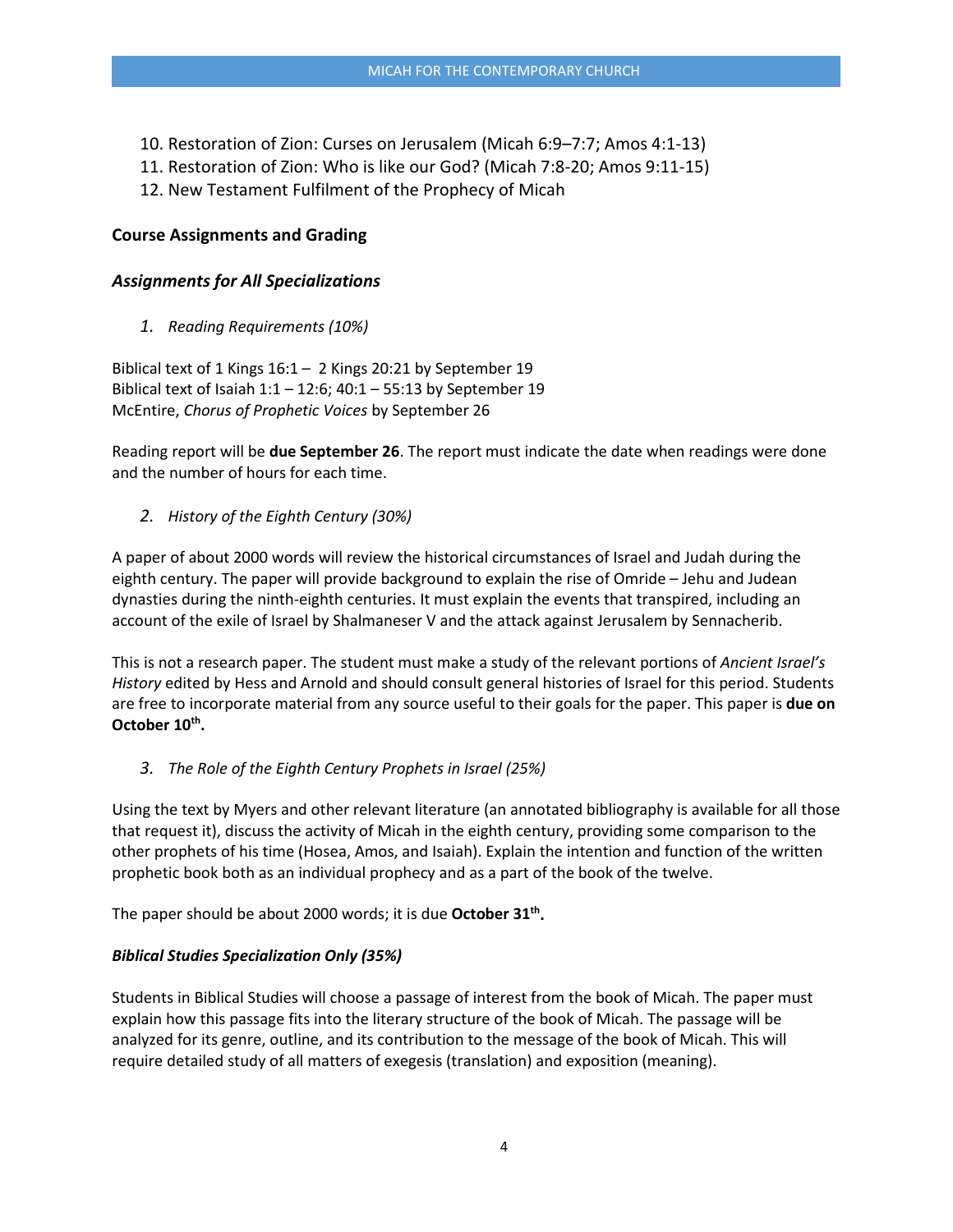10. Restoration of Zion: Curses on Jerusalem (Micah 6:9–7:7; Amos 4:1-13)
11. Restoration of Zion: Who is like our God? (Micah 7:8-20; Amos 9:11-15)
12. New Testament Fulfilment of the Prophecy of Micah

## Course Assignments and Grading

### *Assignments for All Specializations*

1. *Reading Requirements (10%)*

Biblical text of 1 Kings 16:1 – 2 Kings 20:21 by September 19
Biblical text of Isaiah 1:1 – 12:6; 40:1 – 55:13 by September 19
McEntire, *Chorus of Prophetic Voices* by September 26

Reading report will be **due September 26**. The report must indicate the date when readings were done and the number of hours for each time.

2. *History of the Eighth Century (30%)*

A paper of about 2000 words will review the historical circumstances of Israel and Judah during the eighth century. The paper will provide background to explain the rise of Omride – Jehu and Judean dynasties during the ninth-eighth centuries. It must explain the events that transpired, including an account of the exile of Israel by Shalmaneser V and the attack against Jerusalem by Sennacherib.

This is not a research paper. The student must make a study of the relevant portions of *Ancient Israel's History* edited by Hess and Arnold and should consult general histories of Israel for this period. Students are free to incorporate material from any source useful to their goals for the paper. This paper is **due on October 10th.**

3. *The Role of the Eighth Century Prophets in Israel (25%)*

Using the text by Myers and other relevant literature (an annotated bibliography is available for all those that request it), discuss the activity of Micah in the eighth century, providing some comparison to the other prophets of his time (Hosea, Amos, and Isaiah). Explain the intention and function of the written prophetic book both as an individual prophecy and as a part of the book of the twelve.

The paper should be about 2000 words; it is due **October 31st.**

### *Biblical Studies Specialization Only (35%)*

Students in Biblical Studies will choose a passage of interest from the book of Micah. The paper must explain how this passage fits into the literary structure of the book of Micah. The passage will be analyzed for its genre, outline, and its contribution to the message of the book of Micah. This will require detailed study of all matters of exegesis (translation) and exposition (meaning).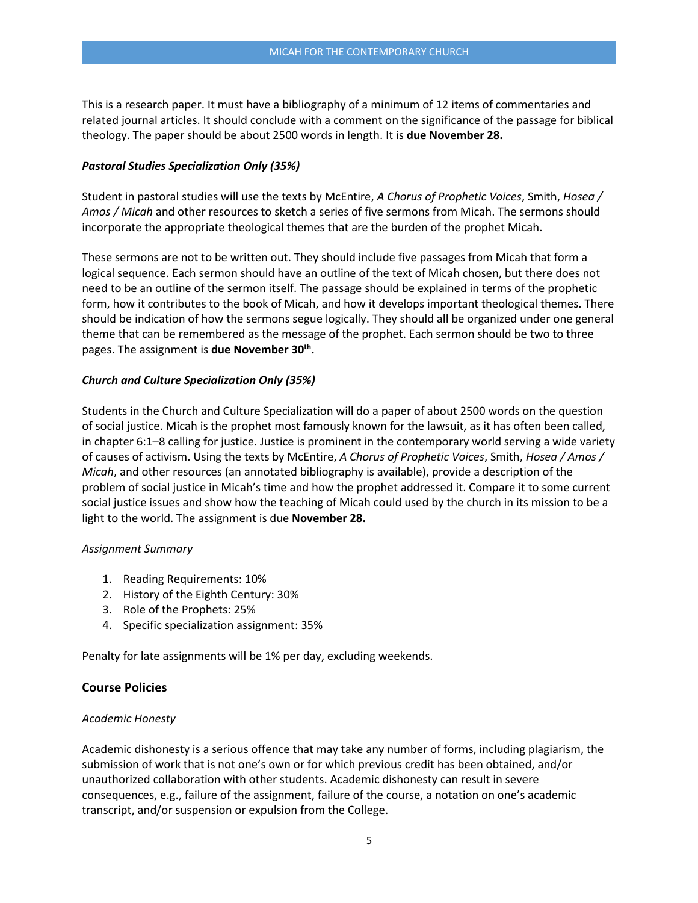This is a research paper. It must have a bibliography of a minimum of 12 items of commentaries and related journal articles. It should conclude with a comment on the significance of the passage for biblical theology. The paper should be about 2500 words in length. It is **due November 28.**

***Pastoral Studies Specialization Only (35%)***

Student in pastoral studies will use the texts by McEntire, *A Chorus of Prophetic Voices*, Smith, *Hosea / Amos / Micah* and other resources to sketch a series of five sermons from Micah. The sermons should incorporate the appropriate theological themes that are the burden of the prophet Micah.

These sermons are not to be written out. They should include five passages from Micah that form a logical sequence. Each sermon should have an outline of the text of Micah chosen, but there does not need to be an outline of the sermon itself. The passage should be explained in terms of the prophetic form, how it contributes to the book of Micah, and how it develops important theological themes. There should be indication of how the sermons segue logically. They should all be organized under one general theme that can be remembered as the message of the prophet. Each sermon should be two to three pages. The assignment is **due November 30th.**

***Church and Culture Specialization Only (35%)***

Students in the Church and Culture Specialization will do a paper of about 2500 words on the question of social justice. Micah is the prophet most famously known for the lawsuit, as it has often been called, in chapter 6:1–8 calling for justice. Justice is prominent in the contemporary world serving a wide variety of causes of activism. Using the texts by McEntire, *A Chorus of Prophetic Voices*, Smith, *Hosea / Amos / Micah*, and other resources (an annotated bibliography is available), provide a description of the problem of social justice in Micah's time and how the prophet addressed it. Compare it to some current social justice issues and show how the teaching of Micah could used by the church in its mission to be a light to the world. The assignment is due **November 28.**

*Assignment Summary*

1. Reading Requirements: 10%
2. History of the Eighth Century: 30%
3. Role of the Prophets: 25%
4. Specific specialization assignment: 35%

Penalty for late assignments will be 1% per day, excluding weekends.

## Course Policies

*Academic Honesty*

Academic dishonesty is a serious offence that may take any number of forms, including plagiarism, the submission of work that is not one's own or for which previous credit has been obtained, and/or unauthorized collaboration with other students. Academic dishonesty can result in severe consequences, e.g., failure of the assignment, failure of the course, a notation on one's academic transcript, and/or suspension or expulsion from the College.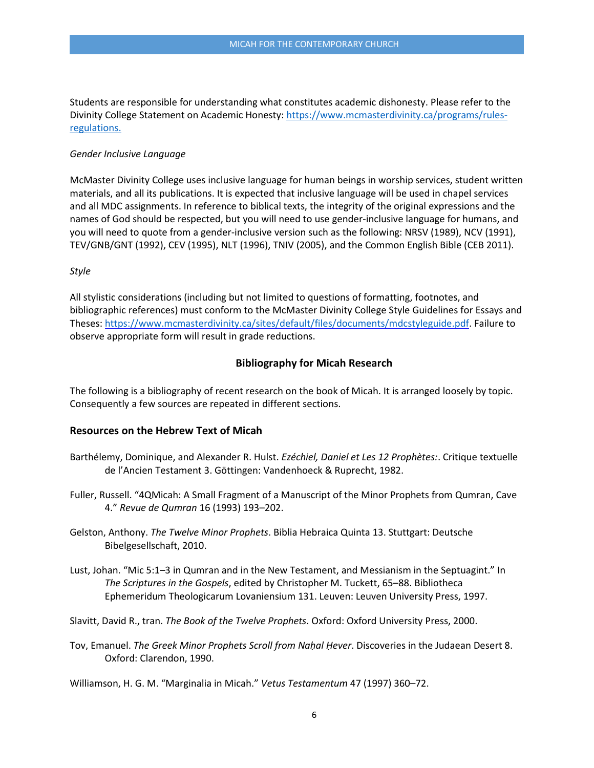Students are responsible for understanding what constitutes academic dishonesty. Please refer to the Divinity College Statement on Academic Honesty: [https://www.mcmasterdivinity.ca/programs/rules-regulations.](https://www.mcmasterdivinity.ca/programs/rules-regulations)

*Gender Inclusive Language*

McMaster Divinity College uses inclusive language for human beings in worship services, student written materials, and all its publications. It is expected that inclusive language will be used in chapel services and all MDC assignments. In reference to biblical texts, the integrity of the original expressions and the names of God should be respected, but you will need to use gender-inclusive language for humans, and you will need to quote from a gender-inclusive version such as the following: NRSV (1989), NCV (1991), TEV/GNB/GNT (1992), CEV (1995), NLT (1996), TNIV (2005), and the Common English Bible (CEB 2011).

*Style*

All stylistic considerations (including but not limited to questions of formatting, footnotes, and bibliographic references) must conform to the McMaster Divinity College Style Guidelines for Essays and Theses: [https://www.mcmasterdivinity.ca/sites/default/files/documents/mdcstyleguide.pdf](https://www.mcmasterdivinity.ca/sites/default/files/documents/mdcstyleguide.pdf). Failure to observe appropriate form will result in grade reductions.

## Bibliography for Micah Research

The following is a bibliography of recent research on the book of Micah. It is arranged loosely by topic. Consequently a few sources are repeated in different sections.

### Resources on the Hebrew Text of Micah

Barthélemy, Dominique, and Alexander R. Hulst. *Ezéchiel, Daniel et Les 12 Prophètes:*. Critique textuelle de l'Ancien Testament 3. Göttingen: Vandenhoeck & Ruprecht, 1982.

Fuller, Russell. "4QMicah: A Small Fragment of a Manuscript of the Minor Prophets from Qumran, Cave 4." *Revue de Qumran* 16 (1993) 193–202.

Gelston, Anthony. *The Twelve Minor Prophets*. Biblia Hebraica Quinta 13. Stuttgart: Deutsche Bibelgesellschaft, 2010.

Lust, Johan. "Mic 5:1–3 in Qumran and in the New Testament, and Messianism in the Septuagint." In *The Scriptures in the Gospels*, edited by Christopher M. Tuckett, 65–88. Bibliotheca Ephemeridum Theologicarum Lovaniensium 131. Leuven: Leuven University Press, 1997.

Slavitt, David R., tran. *The Book of the Twelve Prophets*. Oxford: Oxford University Press, 2000.

Tov, Emanuel. *The Greek Minor Prophets Scroll from Naḥal Ḥever*. Discoveries in the Judaean Desert 8. Oxford: Clarendon, 1990.

Williamson, H. G. M. "Marginalia in Micah." *Vetus Testamentum* 47 (1997) 360–72.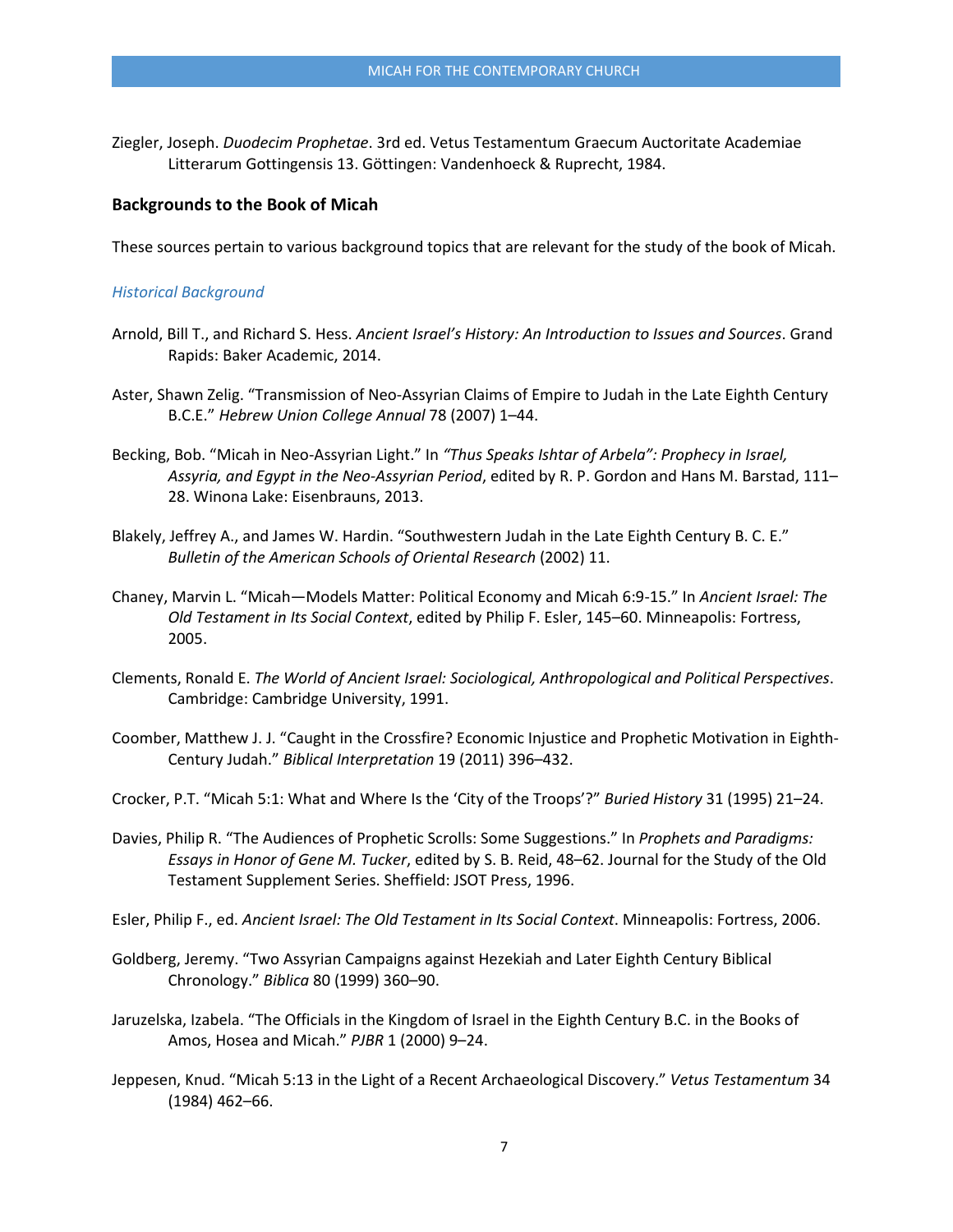Ziegler, Joseph. *Duodecim Prophetae*. 3rd ed. Vetus Testamentum Graecum Auctoritate Academiae Litterarum Gottingensis 13. Göttingen: Vandenhoeck & Ruprecht, 1984.

## Backgrounds to the Book of Micah

These sources pertain to various background topics that are relevant for the study of the book of Micah.

### *Historical Background*

Arnold, Bill T., and Richard S. Hess. *Ancient Israel's History: An Introduction to Issues and Sources*. Grand Rapids: Baker Academic, 2014.

Aster, Shawn Zelig. "Transmission of Neo-Assyrian Claims of Empire to Judah in the Late Eighth Century B.C.E." *Hebrew Union College Annual* 78 (2007) 1–44.

Becking, Bob. "Micah in Neo-Assyrian Light." In *"Thus Speaks Ishtar of Arbela": Prophecy in Israel, Assyria, and Egypt in the Neo-Assyrian Period*, edited by R. P. Gordon and Hans M. Barstad, 111–28. Winona Lake: Eisenbrauns, 2013.

Blakely, Jeffrey A., and James W. Hardin. "Southwestern Judah in the Late Eighth Century B. C. E." *Bulletin of the American Schools of Oriental Research* (2002) 11.

Chaney, Marvin L. "Micah—Models Matter: Political Economy and Micah 6:9-15." In *Ancient Israel: The Old Testament in Its Social Context*, edited by Philip F. Esler, 145–60. Minneapolis: Fortress, 2005.

Clements, Ronald E. *The World of Ancient Israel: Sociological, Anthropological and Political Perspectives*. Cambridge: Cambridge University, 1991.

Coomber, Matthew J. J. "Caught in the Crossfire? Economic Injustice and Prophetic Motivation in Eighth-Century Judah." *Biblical Interpretation* 19 (2011) 396–432.

Crocker, P.T. "Micah 5:1: What and Where Is the 'City of the Troops'?" *Buried History* 31 (1995) 21–24.

Davies, Philip R. "The Audiences of Prophetic Scrolls: Some Suggestions." In *Prophets and Paradigms: Essays in Honor of Gene M. Tucker*, edited by S. B. Reid, 48–62. Journal for the Study of the Old Testament Supplement Series. Sheffield: JSOT Press, 1996.

Esler, Philip F., ed. *Ancient Israel: The Old Testament in Its Social Context*. Minneapolis: Fortress, 2006.

Goldberg, Jeremy. "Two Assyrian Campaigns against Hezekiah and Later Eighth Century Biblical Chronology." *Biblica* 80 (1999) 360–90.

Jaruzelska, Izabela. "The Officials in the Kingdom of Israel in the Eighth Century B.C. in the Books of Amos, Hosea and Micah." *PJBR* 1 (2000) 9–24.

Jeppesen, Knud. "Micah 5:13 in the Light of a Recent Archaeological Discovery." *Vetus Testamentum* 34 (1984) 462–66.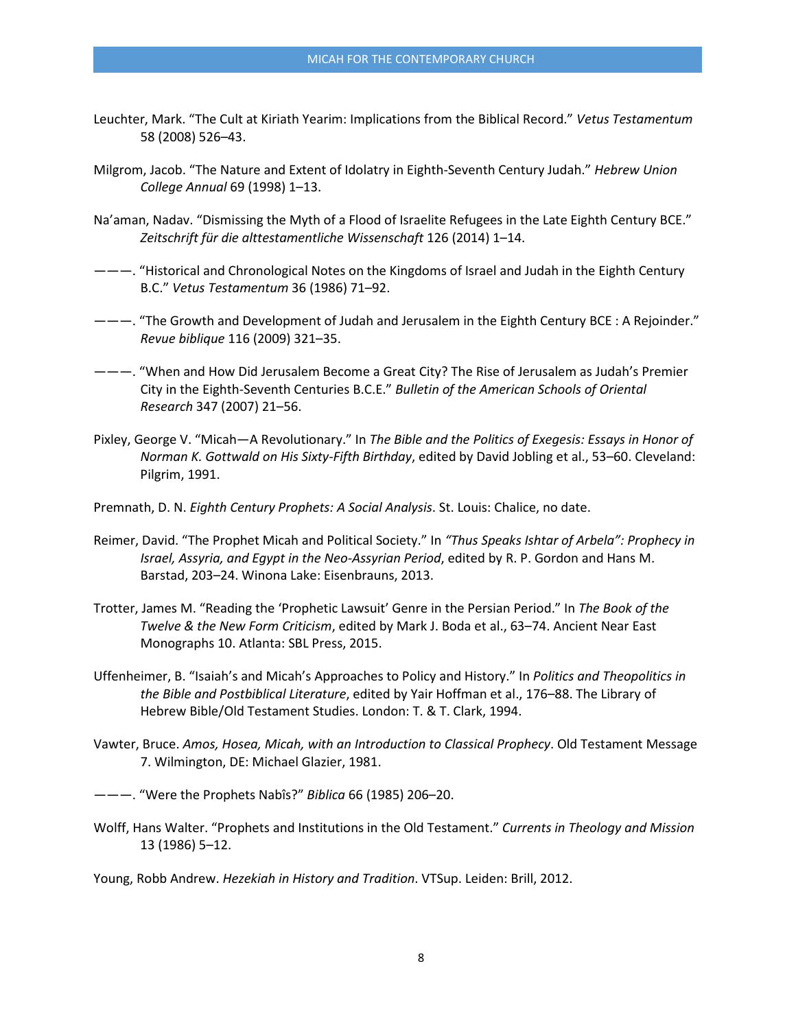Leuchter, Mark. “The Cult at Kiriath Yearim: Implications from the Biblical Record.” *Vetus Testamentum* 58 (2008) 526–43.

Milgrom, Jacob. “The Nature and Extent of Idolatry in Eighth-Seventh Century Judah.” *Hebrew Union College Annual* 69 (1998) 1–13.

Na’aman, Nadav. “Dismissing the Myth of a Flood of Israelite Refugees in the Late Eighth Century BCE.” *Zeitschrift für die alttestamentliche Wissenschaft* 126 (2014) 1–14.

———. “Historical and Chronological Notes on the Kingdoms of Israel and Judah in the Eighth Century B.C.” *Vetus Testamentum* 36 (1986) 71–92.

———. “The Growth and Development of Judah and Jerusalem in the Eighth Century BCE : A Rejoinder.” *Revue biblique* 116 (2009) 321–35.

———. “When and How Did Jerusalem Become a Great City? The Rise of Jerusalem as Judah’s Premier City in the Eighth-Seventh Centuries B.C.E.” *Bulletin of the American Schools of Oriental Research* 347 (2007) 21–56.

Pixley, George V. “Micah—A Revolutionary.” In *The Bible and the Politics of Exegesis: Essays in Honor of Norman K. Gottwald on His Sixty-Fifth Birthday*, edited by David Jobling et al., 53–60. Cleveland: Pilgrim, 1991.

Premnath, D. N. *Eighth Century Prophets: A Social Analysis*. St. Louis: Chalice, no date.

Reimer, David. “The Prophet Micah and Political Society.” In *“Thus Speaks Ishtar of Arbela”: Prophecy in Israel, Assyria, and Egypt in the Neo-Assyrian Period*, edited by R. P. Gordon and Hans M. Barstad, 203–24. Winona Lake: Eisenbrauns, 2013.

Trotter, James M. “Reading the ‘Prophetic Lawsuit’ Genre in the Persian Period.” In *The Book of the Twelve & the New Form Criticism*, edited by Mark J. Boda et al., 63–74. Ancient Near East Monographs 10. Atlanta: SBL Press, 2015.

Uffenheimer, B. “Isaiah’s and Micah’s Approaches to Policy and History.” In *Politics and Theopolitics in the Bible and Postbiblical Literature*, edited by Yair Hoffman et al., 176–88. The Library of Hebrew Bible/Old Testament Studies. London: T. & T. Clark, 1994.

Vawter, Bruce. *Amos, Hosea, Micah, with an Introduction to Classical Prophecy*. Old Testament Message 7. Wilmington, DE: Michael Glazier, 1981.

———. “Were the Prophets Nabîs?” *Biblica* 66 (1985) 206–20.

Wolff, Hans Walter. “Prophets and Institutions in the Old Testament.” *Currents in Theology and Mission* 13 (1986) 5–12.

Young, Robb Andrew. *Hezekiah in History and Tradition*. VTSup. Leiden: Brill, 2012.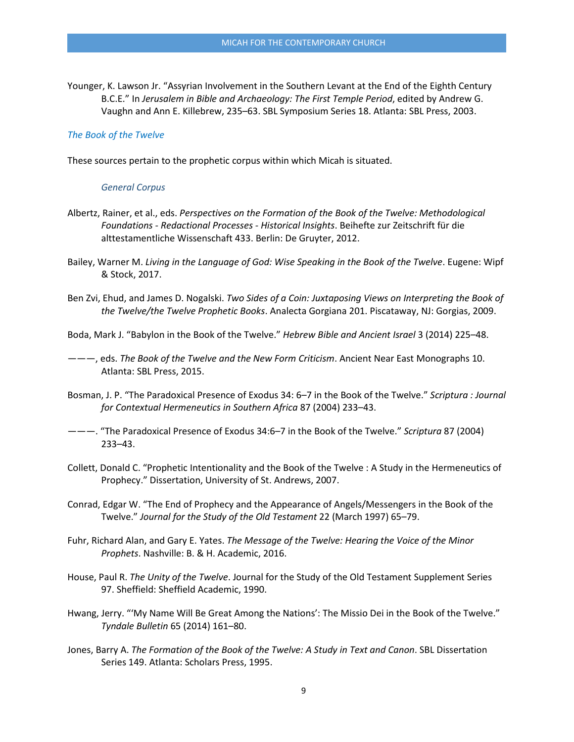Younger, K. Lawson Jr. "Assyrian Involvement in the Southern Levant at the End of the Eighth Century B.C.E." In *Jerusalem in Bible and Archaeology: The First Temple Period*, edited by Andrew G. Vaughn and Ann E. Killebrew, 235–63. SBL Symposium Series 18. Atlanta: SBL Press, 2003.

### *The Book of the Twelve*

These sources pertain to the prophetic corpus within which Micah is situated.

#### *General Corpus*

Albertz, Rainer, et al., eds. *Perspectives on the Formation of the Book of the Twelve: Methodological Foundations - Redactional Processes - Historical Insights*. Beihefte zur Zeitschrift für die alttestamentliche Wissenschaft 433. Berlin: De Gruyter, 2012.

Bailey, Warner M. *Living in the Language of God: Wise Speaking in the Book of the Twelve*. Eugene: Wipf & Stock, 2017.

Ben Zvi, Ehud, and James D. Nogalski. *Two Sides of a Coin: Juxtaposing Views on Interpreting the Book of the Twelve/the Twelve Prophetic Books*. Analecta Gorgiana 201. Piscataway, NJ: Gorgias, 2009.

Boda, Mark J. "Babylon in the Book of the Twelve." *Hebrew Bible and Ancient Israel* 3 (2014) 225–48.

———, eds. *The Book of the Twelve and the New Form Criticism*. Ancient Near East Monographs 10. Atlanta: SBL Press, 2015.

Bosman, J. P. "The Paradoxical Presence of Exodus 34: 6–7 in the Book of the Twelve." *Scriptura : Journal for Contextual Hermeneutics in Southern Africa* 87 (2004) 233–43.

———. "The Paradoxical Presence of Exodus 34:6–7 in the Book of the Twelve." *Scriptura* 87 (2004) 233–43.

Collett, Donald C. "Prophetic Intentionality and the Book of the Twelve : A Study in the Hermeneutics of Prophecy." Dissertation, University of St. Andrews, 2007.

Conrad, Edgar W. "The End of Prophecy and the Appearance of Angels/Messengers in the Book of the Twelve." *Journal for the Study of the Old Testament* 22 (March 1997) 65–79.

Fuhr, Richard Alan, and Gary E. Yates. *The Message of the Twelve: Hearing the Voice of the Minor Prophets*. Nashville: B. & H. Academic, 2016.

House, Paul R. *The Unity of the Twelve*. Journal for the Study of the Old Testament Supplement Series 97. Sheffield: Sheffield Academic, 1990.

Hwang, Jerry. "'My Name Will Be Great Among the Nations': The Missio Dei in the Book of the Twelve." *Tyndale Bulletin* 65 (2014) 161–80.

Jones, Barry A. *The Formation of the Book of the Twelve: A Study in Text and Canon*. SBL Dissertation Series 149. Atlanta: Scholars Press, 1995.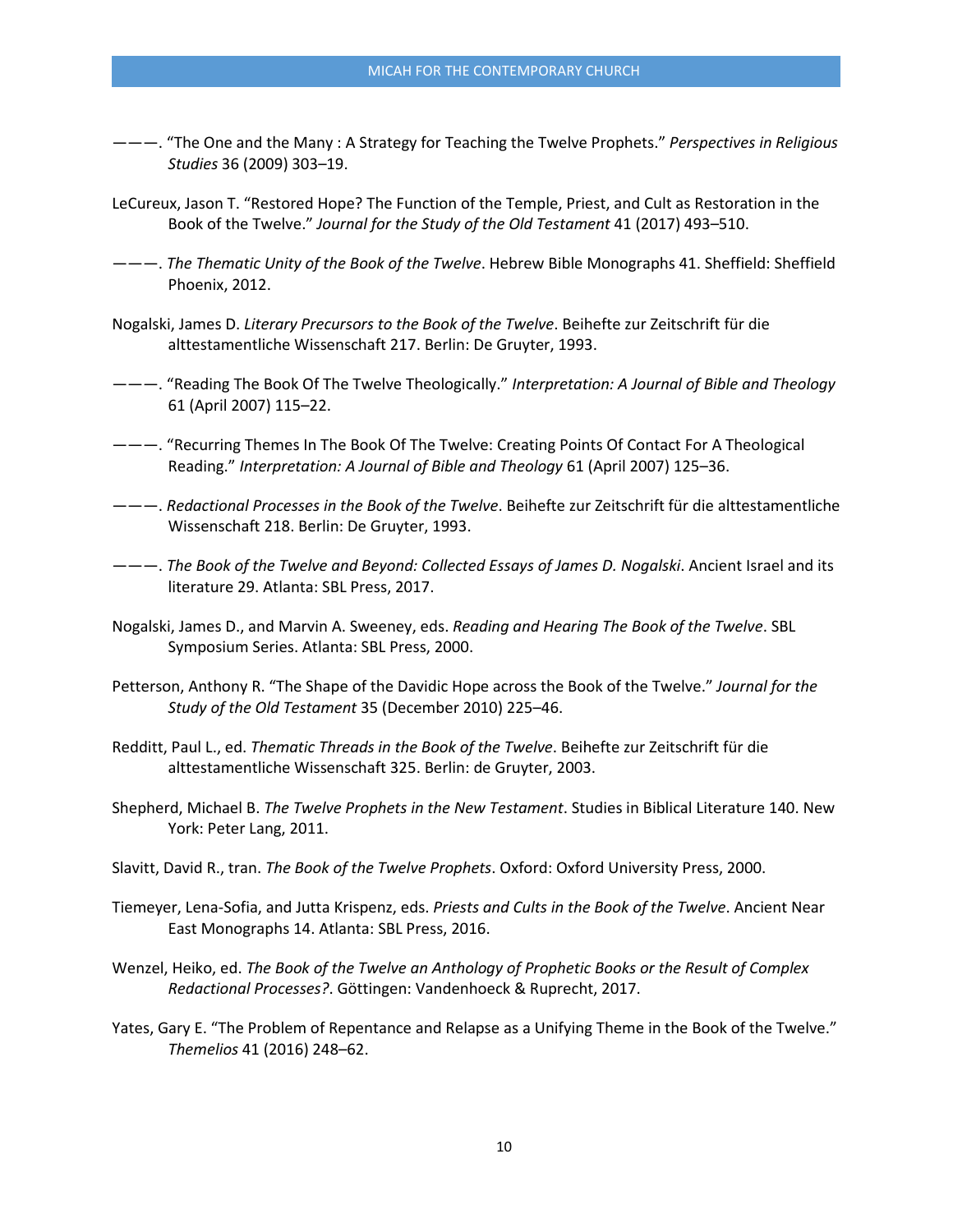———. “The One and the Many : A Strategy for Teaching the Twelve Prophets.” *Perspectives in Religious Studies* 36 (2009) 303–19.

LeCureux, Jason T. “Restored Hope? The Function of the Temple, Priest, and Cult as Restoration in the Book of the Twelve.” *Journal for the Study of the Old Testament* 41 (2017) 493–510.

———. *The Thematic Unity of the Book of the Twelve*. Hebrew Bible Monographs 41. Sheffield: Sheffield Phoenix, 2012.

Nogalski, James D. *Literary Precursors to the Book of the Twelve*. Beihefte zur Zeitschrift für die alttestamentliche Wissenschaft 217. Berlin: De Gruyter, 1993.

———. “Reading The Book Of The Twelve Theologically.” *Interpretation: A Journal of Bible and Theology* 61 (April 2007) 115–22.

———. “Recurring Themes In The Book Of The Twelve: Creating Points Of Contact For A Theological Reading.” *Interpretation: A Journal of Bible and Theology* 61 (April 2007) 125–36.

———. *Redactional Processes in the Book of the Twelve*. Beihefte zur Zeitschrift für die alttestamentliche Wissenschaft 218. Berlin: De Gruyter, 1993.

———. *The Book of the Twelve and Beyond: Collected Essays of James D. Nogalski*. Ancient Israel and its literature 29. Atlanta: SBL Press, 2017.

Nogalski, James D., and Marvin A. Sweeney, eds. *Reading and Hearing The Book of the Twelve*. SBL Symposium Series. Atlanta: SBL Press, 2000.

Petterson, Anthony R. “The Shape of the Davidic Hope across the Book of the Twelve.” *Journal for the Study of the Old Testament* 35 (December 2010) 225–46.

Redditt, Paul L., ed. *Thematic Threads in the Book of the Twelve*. Beihefte zur Zeitschrift für die alttestamentliche Wissenschaft 325. Berlin: de Gruyter, 2003.

Shepherd, Michael B. *The Twelve Prophets in the New Testament*. Studies in Biblical Literature 140. New York: Peter Lang, 2011.

Slavitt, David R., tran. *The Book of the Twelve Prophets*. Oxford: Oxford University Press, 2000.

Tiemeyer, Lena-Sofia, and Jutta Krispenz, eds. *Priests and Cults in the Book of the Twelve*. Ancient Near East Monographs 14. Atlanta: SBL Press, 2016.

Wenzel, Heiko, ed. *The Book of the Twelve an Anthology of Prophetic Books or the Result of Complex Redactional Processes?*. Göttingen: Vandenhoeck & Ruprecht, 2017.

Yates, Gary E. “The Problem of Repentance and Relapse as a Unifying Theme in the Book of the Twelve.” *Themelios* 41 (2016) 248–62.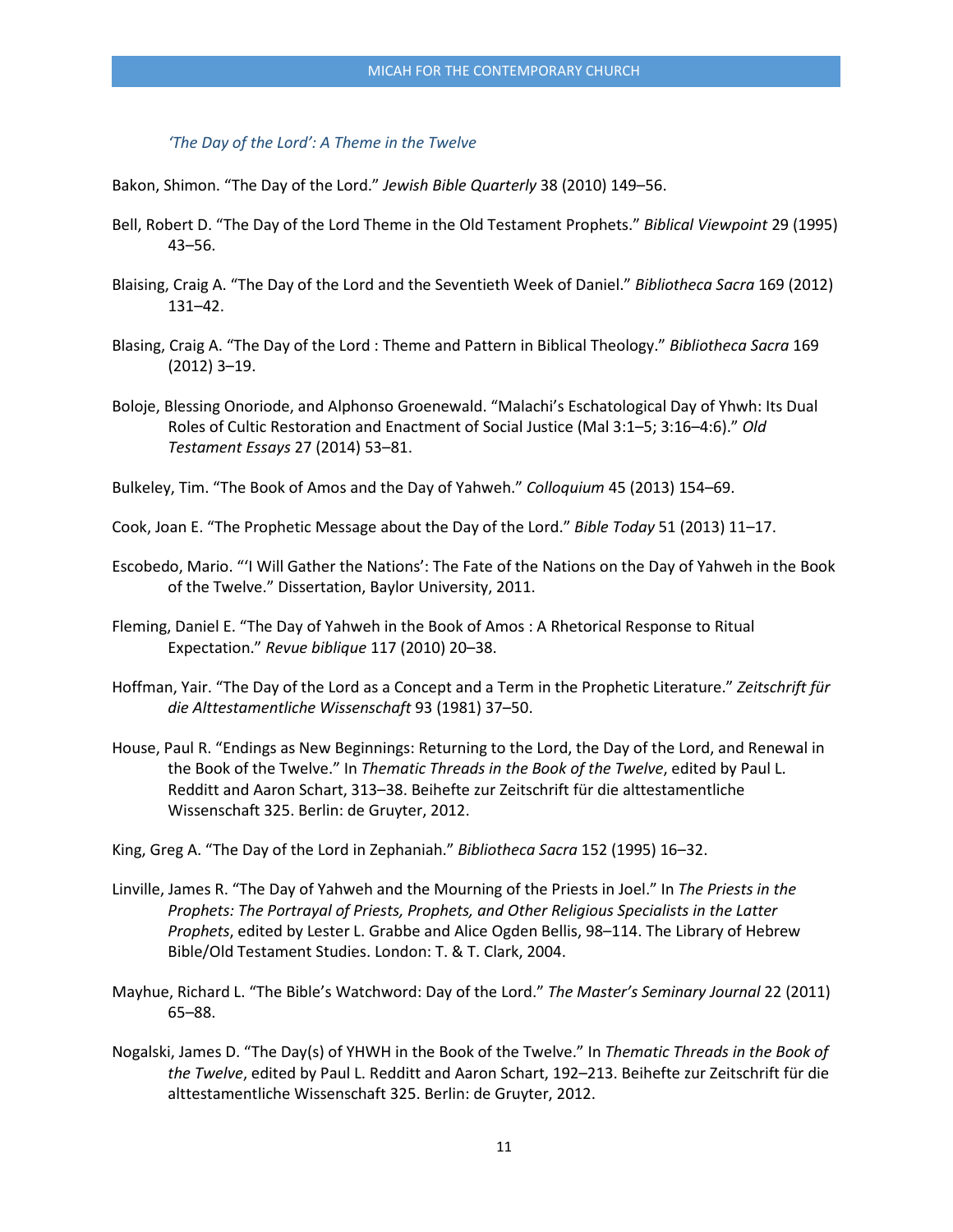### *'The Day of the Lord': A Theme in the Twelve*

Bakon, Shimon. "The Day of the Lord." *Jewish Bible Quarterly* 38 (2010) 149–56.

Bell, Robert D. "The Day of the Lord Theme in the Old Testament Prophets." *Biblical Viewpoint* 29 (1995) 43–56.

Blaising, Craig A. "The Day of the Lord and the Seventieth Week of Daniel." *Bibliotheca Sacra* 169 (2012) 131–42.

Blasing, Craig A. "The Day of the Lord : Theme and Pattern in Biblical Theology." *Bibliotheca Sacra* 169 (2012) 3–19.

Boloje, Blessing Onoriode, and Alphonso Groenewald. "Malachi's Eschatological Day of Yhwh: Its Dual Roles of Cultic Restoration and Enactment of Social Justice (Mal 3:1–5; 3:16–4:6)." *Old Testament Essays* 27 (2014) 53–81.

Bulkeley, Tim. "The Book of Amos and the Day of Yahweh." *Colloquium* 45 (2013) 154–69.

Cook, Joan E. "The Prophetic Message about the Day of the Lord." *Bible Today* 51 (2013) 11–17.

Escobedo, Mario. "'I Will Gather the Nations': The Fate of the Nations on the Day of Yahweh in the Book of the Twelve." Dissertation, Baylor University, 2011.

Fleming, Daniel E. "The Day of Yahweh in the Book of Amos : A Rhetorical Response to Ritual Expectation." *Revue biblique* 117 (2010) 20–38.

Hoffman, Yair. "The Day of the Lord as a Concept and a Term in the Prophetic Literature." *Zeitschrift für die Alttestamentliche Wissenschaft* 93 (1981) 37–50.

House, Paul R. "Endings as New Beginnings: Returning to the Lord, the Day of the Lord, and Renewal in the Book of the Twelve." In *Thematic Threads in the Book of the Twelve*, edited by Paul L. Redditt and Aaron Schart, 313–38. Beihefte zur Zeitschrift für die alttestamentliche Wissenschaft 325. Berlin: de Gruyter, 2012.

King, Greg A. "The Day of the Lord in Zephaniah." *Bibliotheca Sacra* 152 (1995) 16–32.

Linville, James R. "The Day of Yahweh and the Mourning of the Priests in Joel." In *The Priests in the Prophets: The Portrayal of Priests, Prophets, and Other Religious Specialists in the Latter Prophets*, edited by Lester L. Grabbe and Alice Ogden Bellis, 98–114. The Library of Hebrew Bible/Old Testament Studies. London: T. & T. Clark, 2004.

Mayhue, Richard L. "The Bible's Watchword: Day of the Lord." *The Master's Seminary Journal* 22 (2011) 65–88.

Nogalski, James D. "The Day(s) of YHWH in the Book of the Twelve." In *Thematic Threads in the Book of the Twelve*, edited by Paul L. Redditt and Aaron Schart, 192–213. Beihefte zur Zeitschrift für die alttestamentliche Wissenschaft 325. Berlin: de Gruyter, 2012.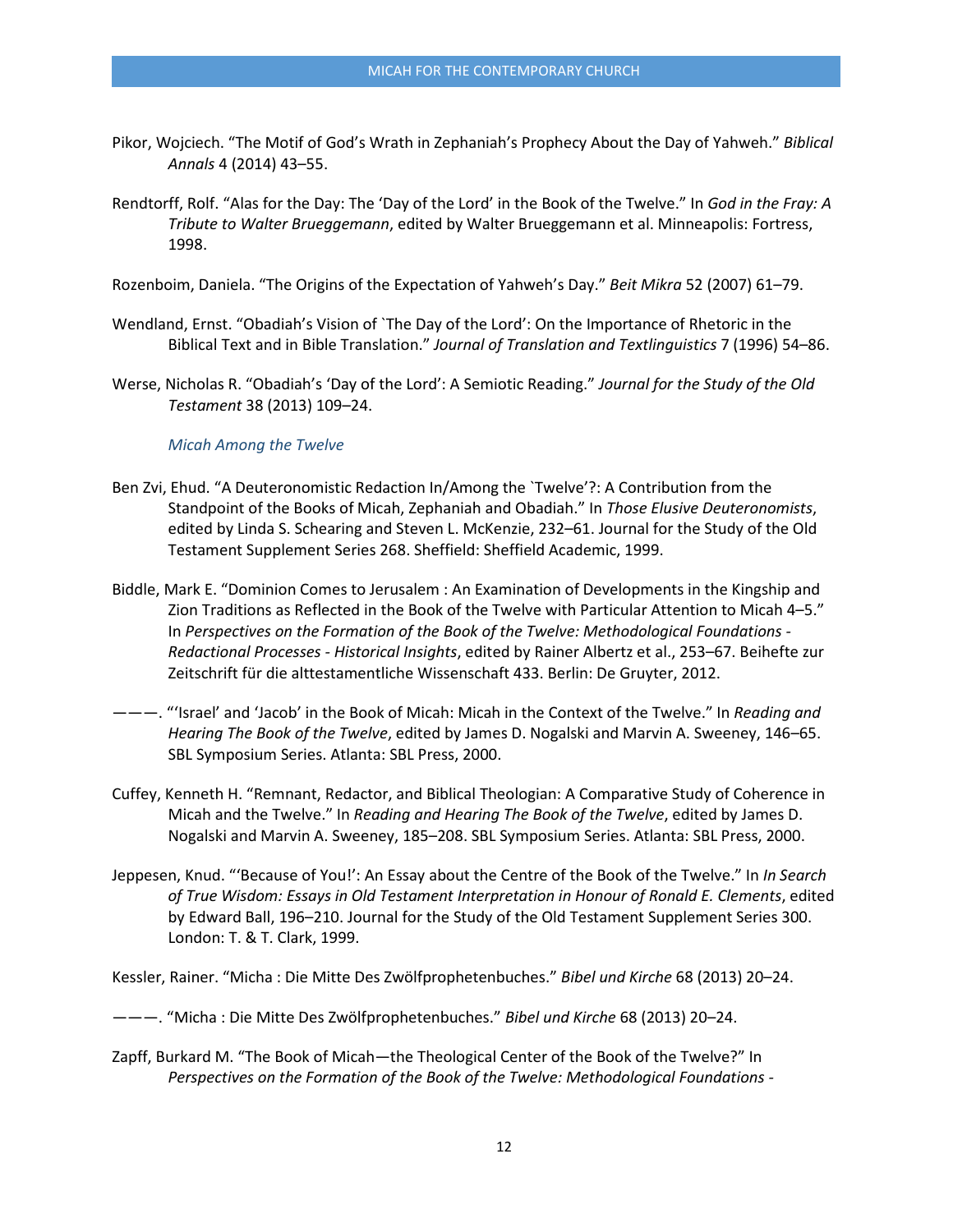Pikor, Wojciech. "The Motif of God's Wrath in Zephaniah's Prophecy About the Day of Yahweh." *Biblical Annals* 4 (2014) 43–55.

Rendtorff, Rolf. "Alas for the Day: The 'Day of the Lord' in the Book of the Twelve." In *God in the Fray: A Tribute to Walter Brueggemann*, edited by Walter Brueggemann et al. Minneapolis: Fortress, 1998.

Rozenboim, Daniela. "The Origins of the Expectation of Yahweh's Day." *Beit Mikra* 52 (2007) 61–79.

Wendland, Ernst. "Obadiah's Vision of `The Day of the Lord': On the Importance of Rhetoric in the Biblical Text and in Bible Translation." *Journal of Translation and Textlinguistics* 7 (1996) 54–86.

Werse, Nicholas R. "Obadiah's 'Day of the Lord': A Semiotic Reading." *Journal for the Study of the Old Testament* 38 (2013) 109–24.

### *Micah Among the Twelve*

Ben Zvi, Ehud. "A Deuteronomistic Redaction In/Among the `Twelve'?: A Contribution from the Standpoint of the Books of Micah, Zephaniah and Obadiah." In *Those Elusive Deuteronomists*, edited by Linda S. Schearing and Steven L. McKenzie, 232–61. Journal for the Study of the Old Testament Supplement Series 268. Sheffield: Sheffield Academic, 1999.

Biddle, Mark E. "Dominion Comes to Jerusalem : An Examination of Developments in the Kingship and Zion Traditions as Reflected in the Book of the Twelve with Particular Attention to Micah 4–5." In *Perspectives on the Formation of the Book of the Twelve: Methodological Foundations - Redactional Processes - Historical Insights*, edited by Rainer Albertz et al., 253–67. Beihefte zur Zeitschrift für die alttestamentliche Wissenschaft 433. Berlin: De Gruyter, 2012.

———. "'Israel' and 'Jacob' in the Book of Micah: Micah in the Context of the Twelve." In *Reading and Hearing The Book of the Twelve*, edited by James D. Nogalski and Marvin A. Sweeney, 146–65. SBL Symposium Series. Atlanta: SBL Press, 2000.

Cuffey, Kenneth H. "Remnant, Redactor, and Biblical Theologian: A Comparative Study of Coherence in Micah and the Twelve." In *Reading and Hearing The Book of the Twelve*, edited by James D. Nogalski and Marvin A. Sweeney, 185–208. SBL Symposium Series. Atlanta: SBL Press, 2000.

Jeppesen, Knud. "'Because of You!': An Essay about the Centre of the Book of the Twelve." In *In Search of True Wisdom: Essays in Old Testament Interpretation in Honour of Ronald E. Clements*, edited by Edward Ball, 196–210. Journal for the Study of the Old Testament Supplement Series 300. London: T. & T. Clark, 1999.

Kessler, Rainer. "Micha : Die Mitte Des Zwölfprophetenbuches." *Bibel und Kirche* 68 (2013) 20–24.

———. "Micha : Die Mitte Des Zwölfprophetenbuches." *Bibel und Kirche* 68 (2013) 20–24.

Zapff, Burkard M. "The Book of Micah—the Theological Center of the Book of the Twelve?" In *Perspectives on the Formation of the Book of the Twelve: Methodological Foundations -*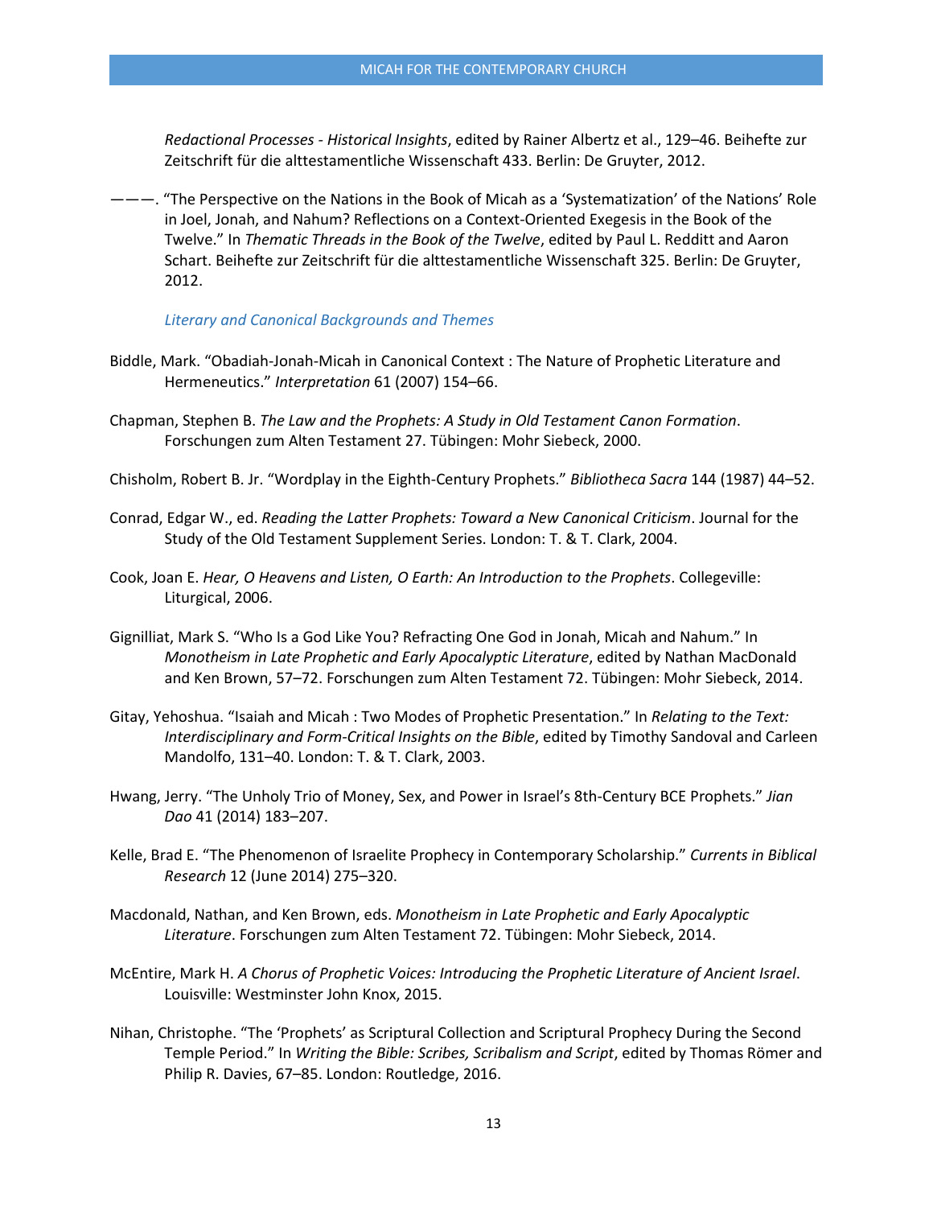*Redactional Processes - Historical Insights*, edited by Rainer Albertz et al., 129–46. Beihefte zur Zeitschrift für die alttestamentliche Wissenschaft 433. Berlin: De Gruyter, 2012.

———. "The Perspective on the Nations in the Book of Micah as a 'Systematization' of the Nations' Role in Joel, Jonah, and Nahum? Reflections on a Context-Oriented Exegesis in the Book of the Twelve." In *Thematic Threads in the Book of the Twelve*, edited by Paul L. Redditt and Aaron Schart. Beihefte zur Zeitschrift für die alttestamentliche Wissenschaft 325. Berlin: De Gruyter, 2012.

### *Literary and Canonical Backgrounds and Themes*

Biddle, Mark. "Obadiah-Jonah-Micah in Canonical Context : The Nature of Prophetic Literature and Hermeneutics." *Interpretation* 61 (2007) 154–66.

Chapman, Stephen B. *The Law and the Prophets: A Study in Old Testament Canon Formation*. Forschungen zum Alten Testament 27. Tübingen: Mohr Siebeck, 2000.

Chisholm, Robert B. Jr. "Wordplay in the Eighth-Century Prophets." *Bibliotheca Sacra* 144 (1987) 44–52.

Conrad, Edgar W., ed. *Reading the Latter Prophets: Toward a New Canonical Criticism*. Journal for the Study of the Old Testament Supplement Series. London: T. & T. Clark, 2004.

Cook, Joan E. *Hear, O Heavens and Listen, O Earth: An Introduction to the Prophets*. Collegeville: Liturgical, 2006.

Gignilliat, Mark S. "Who Is a God Like You? Refracting One God in Jonah, Micah and Nahum." In *Monotheism in Late Prophetic and Early Apocalyptic Literature*, edited by Nathan MacDonald and Ken Brown, 57–72. Forschungen zum Alten Testament 72. Tübingen: Mohr Siebeck, 2014.

Gitay, Yehoshua. "Isaiah and Micah : Two Modes of Prophetic Presentation." In *Relating to the Text: Interdisciplinary and Form-Critical Insights on the Bible*, edited by Timothy Sandoval and Carleen Mandolfo, 131–40. London: T. & T. Clark, 2003.

Hwang, Jerry. "The Unholy Trio of Money, Sex, and Power in Israel's 8th-Century BCE Prophets." *Jian Dao* 41 (2014) 183–207.

Kelle, Brad E. "The Phenomenon of Israelite Prophecy in Contemporary Scholarship." *Currents in Biblical Research* 12 (June 2014) 275–320.

Macdonald, Nathan, and Ken Brown, eds. *Monotheism in Late Prophetic and Early Apocalyptic Literature*. Forschungen zum Alten Testament 72. Tübingen: Mohr Siebeck, 2014.

McEntire, Mark H. *A Chorus of Prophetic Voices: Introducing the Prophetic Literature of Ancient Israel*. Louisville: Westminster John Knox, 2015.

Nihan, Christophe. "The 'Prophets' as Scriptural Collection and Scriptural Prophecy During the Second Temple Period." In *Writing the Bible: Scribes, Scribalism and Script*, edited by Thomas Römer and Philip R. Davies, 67–85. London: Routledge, 2016.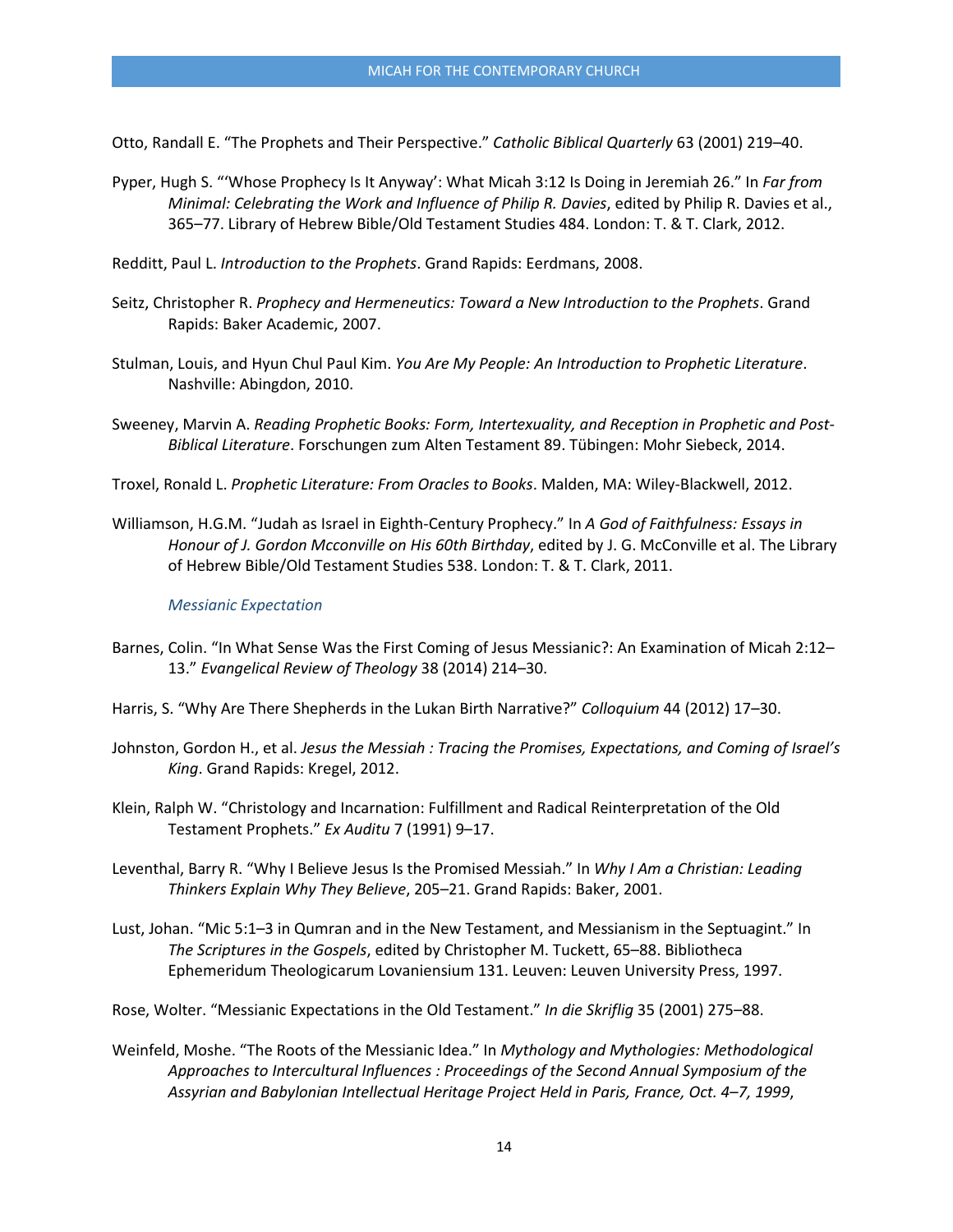Otto, Randall E. "The Prophets and Their Perspective." *Catholic Biblical Quarterly* 63 (2001) 219–40.

Pyper, Hugh S. "'Whose Prophecy Is It Anyway': What Micah 3:12 Is Doing in Jeremiah 26." In *Far from Minimal: Celebrating the Work and Influence of Philip R. Davies*, edited by Philip R. Davies et al., 365–77. Library of Hebrew Bible/Old Testament Studies 484. London: T. & T. Clark, 2012.

Redditt, Paul L. *Introduction to the Prophets*. Grand Rapids: Eerdmans, 2008.

Seitz, Christopher R. *Prophecy and Hermeneutics: Toward a New Introduction to the Prophets*. Grand Rapids: Baker Academic, 2007.

Stulman, Louis, and Hyun Chul Paul Kim. *You Are My People: An Introduction to Prophetic Literature*. Nashville: Abingdon, 2010.

Sweeney, Marvin A. *Reading Prophetic Books: Form, Intertexuality, and Reception in Prophetic and Post-Biblical Literature*. Forschungen zum Alten Testament 89. Tübingen: Mohr Siebeck, 2014.

Troxel, Ronald L. *Prophetic Literature: From Oracles to Books*. Malden, MA: Wiley-Blackwell, 2012.

Williamson, H.G.M. "Judah as Israel in Eighth-Century Prophecy." In *A God of Faithfulness: Essays in Honour of J. Gordon Mcconville on His 60th Birthday*, edited by J. G. McConville et al. The Library of Hebrew Bible/Old Testament Studies 538. London: T. & T. Clark, 2011.

### *Messianic Expectation*

Barnes, Colin. "In What Sense Was the First Coming of Jesus Messianic?: An Examination of Micah 2:12–13." *Evangelical Review of Theology* 38 (2014) 214–30.

Harris, S. "Why Are There Shepherds in the Lukan Birth Narrative?" *Colloquium* 44 (2012) 17–30.

Johnston, Gordon H., et al. *Jesus the Messiah : Tracing the Promises, Expectations, and Coming of Israel's King*. Grand Rapids: Kregel, 2012.

Klein, Ralph W. "Christology and Incarnation: Fulfillment and Radical Reinterpretation of the Old Testament Prophets." *Ex Auditu* 7 (1991) 9–17.

Leventhal, Barry R. "Why I Believe Jesus Is the Promised Messiah." In *Why I Am a Christian: Leading Thinkers Explain Why They Believe*, 205–21. Grand Rapids: Baker, 2001.

Lust, Johan. "Mic 5:1–3 in Qumran and in the New Testament, and Messianism in the Septuagint." In *The Scriptures in the Gospels*, edited by Christopher M. Tuckett, 65–88. Bibliotheca Ephemeridum Theologicarum Lovaniensium 131. Leuven: Leuven University Press, 1997.

Rose, Wolter. "Messianic Expectations in the Old Testament." *In die Skriflig* 35 (2001) 275–88.

Weinfeld, Moshe. "The Roots of the Messianic Idea." In *Mythology and Mythologies: Methodological Approaches to Intercultural Influences : Proceedings of the Second Annual Symposium of the Assyrian and Babylonian Intellectual Heritage Project Held in Paris, France, Oct. 4–7, 1999*,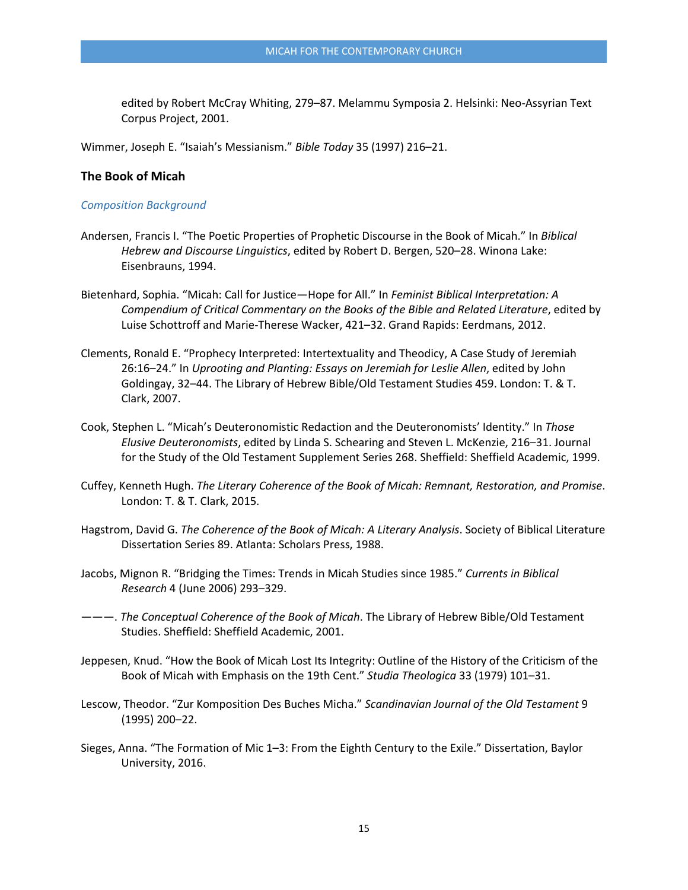edited by Robert McCray Whiting, 279–87. Melammu Symposia 2. Helsinki: Neo-Assyrian Text Corpus Project, 2001.

Wimmer, Joseph E. "Isaiah's Messianism." *Bible Today* 35 (1997) 216–21.

## The Book of Micah

### *Composition Background*

Andersen, Francis I. "The Poetic Properties of Prophetic Discourse in the Book of Micah." In *Biblical Hebrew and Discourse Linguistics*, edited by Robert D. Bergen, 520–28. Winona Lake: Eisenbrauns, 1994.

Bietenhard, Sophia. "Micah: Call for Justice—Hope for All." In *Feminist Biblical Interpretation: A Compendium of Critical Commentary on the Books of the Bible and Related Literature*, edited by Luise Schottroff and Marie-Therese Wacker, 421–32. Grand Rapids: Eerdmans, 2012.

Clements, Ronald E. "Prophecy Interpreted: Intertextuality and Theodicy, A Case Study of Jeremiah 26:16–24." In *Uprooting and Planting: Essays on Jeremiah for Leslie Allen*, edited by John Goldingay, 32–44. The Library of Hebrew Bible/Old Testament Studies 459. London: T. & T. Clark, 2007.

Cook, Stephen L. "Micah's Deuteronomistic Redaction and the Deuteronomists' Identity." In *Those Elusive Deuteronomists*, edited by Linda S. Schearing and Steven L. McKenzie, 216–31. Journal for the Study of the Old Testament Supplement Series 268. Sheffield: Sheffield Academic, 1999.

Cuffey, Kenneth Hugh. *The Literary Coherence of the Book of Micah: Remnant, Restoration, and Promise*. London: T. & T. Clark, 2015.

Hagstrom, David G. *The Coherence of the Book of Micah: A Literary Analysis*. Society of Biblical Literature Dissertation Series 89. Atlanta: Scholars Press, 1988.

Jacobs, Mignon R. "Bridging the Times: Trends in Micah Studies since 1985." *Currents in Biblical Research* 4 (June 2006) 293–329.

———. *The Conceptual Coherence of the Book of Micah*. The Library of Hebrew Bible/Old Testament Studies. Sheffield: Sheffield Academic, 2001.

Jeppesen, Knud. "How the Book of Micah Lost Its Integrity: Outline of the History of the Criticism of the Book of Micah with Emphasis on the 19th Cent." *Studia Theologica* 33 (1979) 101–31.

Lescow, Theodor. "Zur Komposition Des Buches Micha." *Scandinavian Journal of the Old Testament* 9 (1995) 200–22.

Sieges, Anna. "The Formation of Mic 1–3: From the Eighth Century to the Exile." Dissertation, Baylor University, 2016.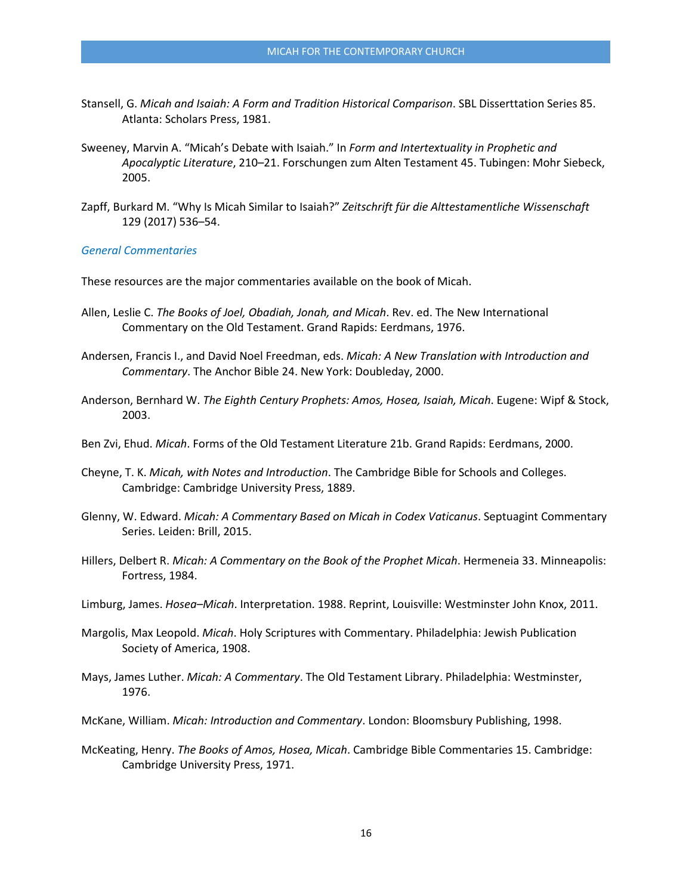Stansell, G. *Micah and Isaiah: A Form and Tradition Historical Comparison*. SBL Disserttation Series 85. Atlanta: Scholars Press, 1981.

Sweeney, Marvin A. "Micah's Debate with Isaiah." In *Form and Intertextuality in Prophetic and Apocalyptic Literature*, 210–21. Forschungen zum Alten Testament 45. Tubingen: Mohr Siebeck, 2005.

Zapff, Burkard M. "Why Is Micah Similar to Isaiah?" *Zeitschrift für die Alttestamentliche Wissenschaft* 129 (2017) 536–54.

### *General Commentaries*

These resources are the major commentaries available on the book of Micah.

Allen, Leslie C. *The Books of Joel, Obadiah, Jonah, and Micah*. Rev. ed. The New International Commentary on the Old Testament. Grand Rapids: Eerdmans, 1976.

Andersen, Francis I., and David Noel Freedman, eds. *Micah: A New Translation with Introduction and Commentary*. The Anchor Bible 24. New York: Doubleday, 2000.

Anderson, Bernhard W. *The Eighth Century Prophets: Amos, Hosea, Isaiah, Micah*. Eugene: Wipf & Stock, 2003.

Ben Zvi, Ehud. *Micah*. Forms of the Old Testament Literature 21b. Grand Rapids: Eerdmans, 2000.

Cheyne, T. K. *Micah, with Notes and Introduction*. The Cambridge Bible for Schools and Colleges. Cambridge: Cambridge University Press, 1889.

Glenny, W. Edward. *Micah: A Commentary Based on Micah in Codex Vaticanus*. Septuagint Commentary Series. Leiden: Brill, 2015.

Hillers, Delbert R. *Micah: A Commentary on the Book of the Prophet Micah*. Hermeneia 33. Minneapolis: Fortress, 1984.

Limburg, James. *Hosea–Micah*. Interpretation. 1988. Reprint, Louisville: Westminster John Knox, 2011.

Margolis, Max Leopold. *Micah*. Holy Scriptures with Commentary. Philadelphia: Jewish Publication Society of America, 1908.

Mays, James Luther. *Micah: A Commentary*. The Old Testament Library. Philadelphia: Westminster, 1976.

McKane, William. *Micah: Introduction and Commentary*. London: Bloomsbury Publishing, 1998.

McKeating, Henry. *The Books of Amos, Hosea, Micah*. Cambridge Bible Commentaries 15. Cambridge: Cambridge University Press, 1971.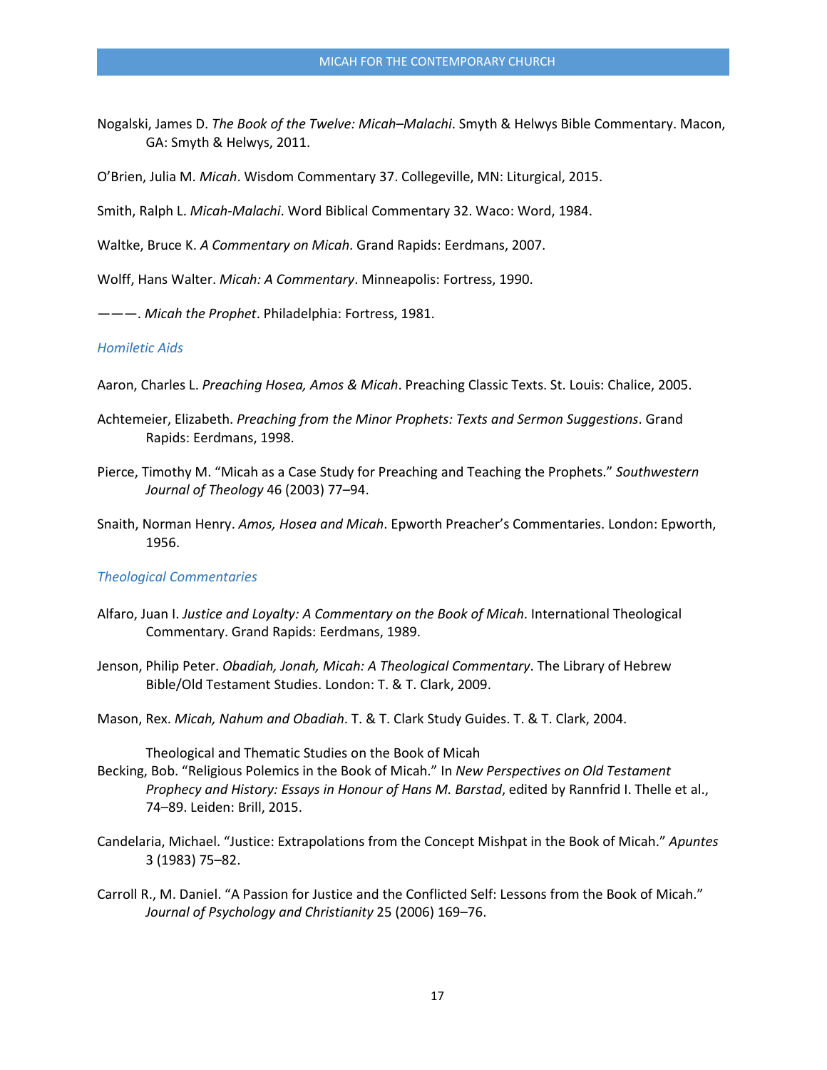Nogalski, James D. *The Book of the Twelve: Micah–Malachi*. Smyth & Helwys Bible Commentary. Macon, GA: Smyth & Helwys, 2011.

O'Brien, Julia M. *Micah*. Wisdom Commentary 37. Collegeville, MN: Liturgical, 2015.

Smith, Ralph L. *Micah-Malachi*. Word Biblical Commentary 32. Waco: Word, 1984.

Waltke, Bruce K. *A Commentary on Micah*. Grand Rapids: Eerdmans, 2007.

Wolff, Hans Walter. *Micah: A Commentary*. Minneapolis: Fortress, 1990.

———. *Micah the Prophet*. Philadelphia: Fortress, 1981.

### *Homiletic Aids*

Aaron, Charles L. *Preaching Hosea, Amos & Micah*. Preaching Classic Texts. St. Louis: Chalice, 2005.

Achtemeier, Elizabeth. *Preaching from the Minor Prophets: Texts and Sermon Suggestions*. Grand Rapids: Eerdmans, 1998.

Pierce, Timothy M. "Micah as a Case Study for Preaching and Teaching the Prophets." *Southwestern Journal of Theology* 46 (2003) 77–94.

Snaith, Norman Henry. *Amos, Hosea and Micah*. Epworth Preacher's Commentaries. London: Epworth, 1956.

### *Theological Commentaries*

Alfaro, Juan I. *Justice and Loyalty: A Commentary on the Book of Micah*. International Theological Commentary. Grand Rapids: Eerdmans, 1989.

Jenson, Philip Peter. *Obadiah, Jonah, Micah: A Theological Commentary*. The Library of Hebrew Bible/Old Testament Studies. London: T. & T. Clark, 2009.

Mason, Rex. *Micah, Nahum and Obadiah*. T. & T. Clark Study Guides. T. & T. Clark, 2004.

Theological and Thematic Studies on the Book of Micah

Becking, Bob. "Religious Polemics in the Book of Micah." In *New Perspectives on Old Testament Prophecy and History: Essays in Honour of Hans M. Barstad*, edited by Rannfrid I. Thelle et al., 74–89. Leiden: Brill, 2015.

Candelaria, Michael. "Justice: Extrapolations from the Concept Mishpat in the Book of Micah." *Apuntes* 3 (1983) 75–82.

Carroll R., M. Daniel. "A Passion for Justice and the Conflicted Self: Lessons from the Book of Micah." *Journal of Psychology and Christianity* 25 (2006) 169–76.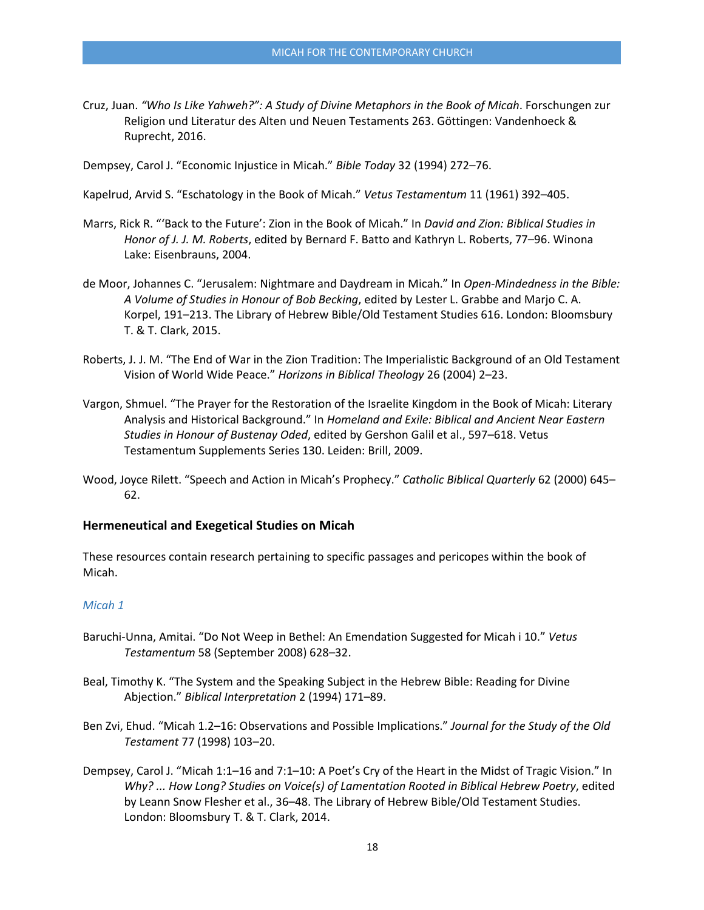Cruz, Juan. *"Who Is Like Yahweh?": A Study of Divine Metaphors in the Book of Micah*. Forschungen zur Religion und Literatur des Alten und Neuen Testaments 263. Göttingen: Vandenhoeck & Ruprecht, 2016.

Dempsey, Carol J. "Economic Injustice in Micah." *Bible Today* 32 (1994) 272–76.

Kapelrud, Arvid S. "Eschatology in the Book of Micah." *Vetus Testamentum* 11 (1961) 392–405.

Marrs, Rick R. "'Back to the Future': Zion in the Book of Micah." In *David and Zion: Biblical Studies in Honor of J. J. M. Roberts*, edited by Bernard F. Batto and Kathryn L. Roberts, 77–96. Winona Lake: Eisenbrauns, 2004.

de Moor, Johannes C. "Jerusalem: Nightmare and Daydream in Micah." In *Open-Mindedness in the Bible: A Volume of Studies in Honour of Bob Becking*, edited by Lester L. Grabbe and Marjo C. A. Korpel, 191–213. The Library of Hebrew Bible/Old Testament Studies 616. London: Bloomsbury T. & T. Clark, 2015.

Roberts, J. J. M. "The End of War in the Zion Tradition: The Imperialistic Background of an Old Testament Vision of World Wide Peace." *Horizons in Biblical Theology* 26 (2004) 2–23.

Vargon, Shmuel. "The Prayer for the Restoration of the Israelite Kingdom in the Book of Micah: Literary Analysis and Historical Background." In *Homeland and Exile: Biblical and Ancient Near Eastern Studies in Honour of Bustenay Oded*, edited by Gershon Galil et al., 597–618. Vetus Testamentum Supplements Series 130. Leiden: Brill, 2009.

Wood, Joyce Rilett. "Speech and Action in Micah's Prophecy." *Catholic Biblical Quarterly* 62 (2000) 645–62.

## Hermeneutical and Exegetical Studies on Micah

These resources contain research pertaining to specific passages and pericopes within the book of Micah.

### *Micah 1*

Baruchi-Unna, Amitai. "Do Not Weep in Bethel: An Emendation Suggested for Micah i 10." *Vetus Testamentum* 58 (September 2008) 628–32.

Beal, Timothy K. "The System and the Speaking Subject in the Hebrew Bible: Reading for Divine Abjection." *Biblical Interpretation* 2 (1994) 171–89.

Ben Zvi, Ehud. "Micah 1.2–16: Observations and Possible Implications." *Journal for the Study of the Old Testament* 77 (1998) 103–20.

Dempsey, Carol J. "Micah 1:1–16 and 7:1–10: A Poet's Cry of the Heart in the Midst of Tragic Vision." In *Why? ... How Long? Studies on Voice(s) of Lamentation Rooted in Biblical Hebrew Poetry*, edited by Leann Snow Flesher et al., 36–48. The Library of Hebrew Bible/Old Testament Studies. London: Bloomsbury T. & T. Clark, 2014.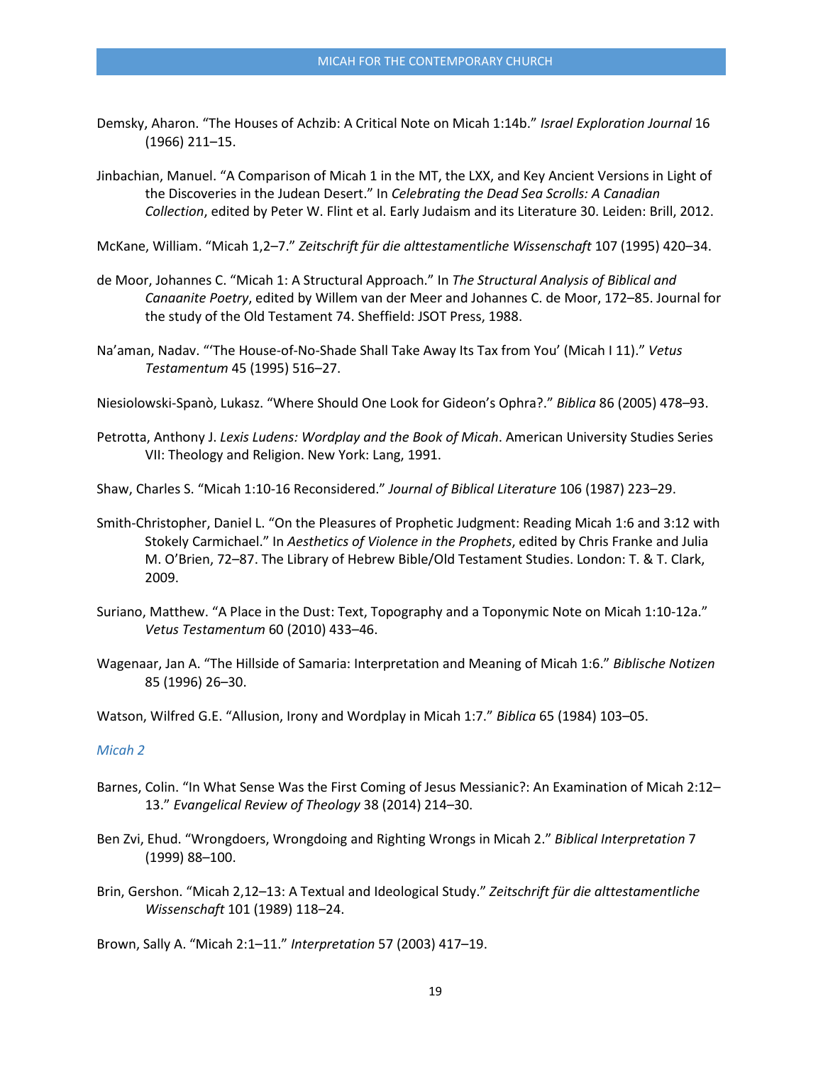Demsky, Aharon. “The Houses of Achzib: A Critical Note on Micah 1:14b.” *Israel Exploration Journal* 16 (1966) 211–15.

Jinbachian, Manuel. “A Comparison of Micah 1 in the MT, the LXX, and Key Ancient Versions in Light of the Discoveries in the Judean Desert.” In *Celebrating the Dead Sea Scrolls: A Canadian Collection*, edited by Peter W. Flint et al. Early Judaism and its Literature 30. Leiden: Brill, 2012.

McKane, William. “Micah 1,2–7.” *Zeitschrift für die alttestamentliche Wissenschaft* 107 (1995) 420–34.

de Moor, Johannes C. “Micah 1: A Structural Approach.” In *The Structural Analysis of Biblical and Canaanite Poetry*, edited by Willem van der Meer and Johannes C. de Moor, 172–85. Journal for the study of the Old Testament 74. Sheffield: JSOT Press, 1988.

Na’aman, Nadav. “‘The House-of-No-Shade Shall Take Away Its Tax from You’ (Micah I 11).” *Vetus Testamentum* 45 (1995) 516–27.

Niesiolowski-Spanò, Lukasz. “Where Should One Look for Gideon’s Ophra?.” *Biblica* 86 (2005) 478–93.

Petrotta, Anthony J. *Lexis Ludens: Wordplay and the Book of Micah*. American University Studies Series VII: Theology and Religion. New York: Lang, 1991.

Shaw, Charles S. “Micah 1:10-16 Reconsidered.” *Journal of Biblical Literature* 106 (1987) 223–29.

Smith-Christopher, Daniel L. “On the Pleasures of Prophetic Judgment: Reading Micah 1:6 and 3:12 with Stokely Carmichael.” In *Aesthetics of Violence in the Prophets*, edited by Chris Franke and Julia M. O’Brien, 72–87. The Library of Hebrew Bible/Old Testament Studies. London: T. & T. Clark, 2009.

Suriano, Matthew. “A Place in the Dust: Text, Topography and a Toponymic Note on Micah 1:10-12a.” *Vetus Testamentum* 60 (2010) 433–46.

Wagenaar, Jan A. “The Hillside of Samaria: Interpretation and Meaning of Micah 1:6.” *Biblische Notizen* 85 (1996) 26–30.

Watson, Wilfred G.E. “Allusion, Irony and Wordplay in Micah 1:7.” *Biblica* 65 (1984) 103–05.

### *Micah 2*

Barnes, Colin. “In What Sense Was the First Coming of Jesus Messianic?: An Examination of Micah 2:12–13.” *Evangelical Review of Theology* 38 (2014) 214–30.

Ben Zvi, Ehud. “Wrongdoers, Wrongdoing and Righting Wrongs in Micah 2.” *Biblical Interpretation* 7 (1999) 88–100.

Brin, Gershon. “Micah 2,12–13: A Textual and Ideological Study.” *Zeitschrift für die alttestamentliche Wissenschaft* 101 (1989) 118–24.

Brown, Sally A. “Micah 2:1–11.” *Interpretation* 57 (2003) 417–19.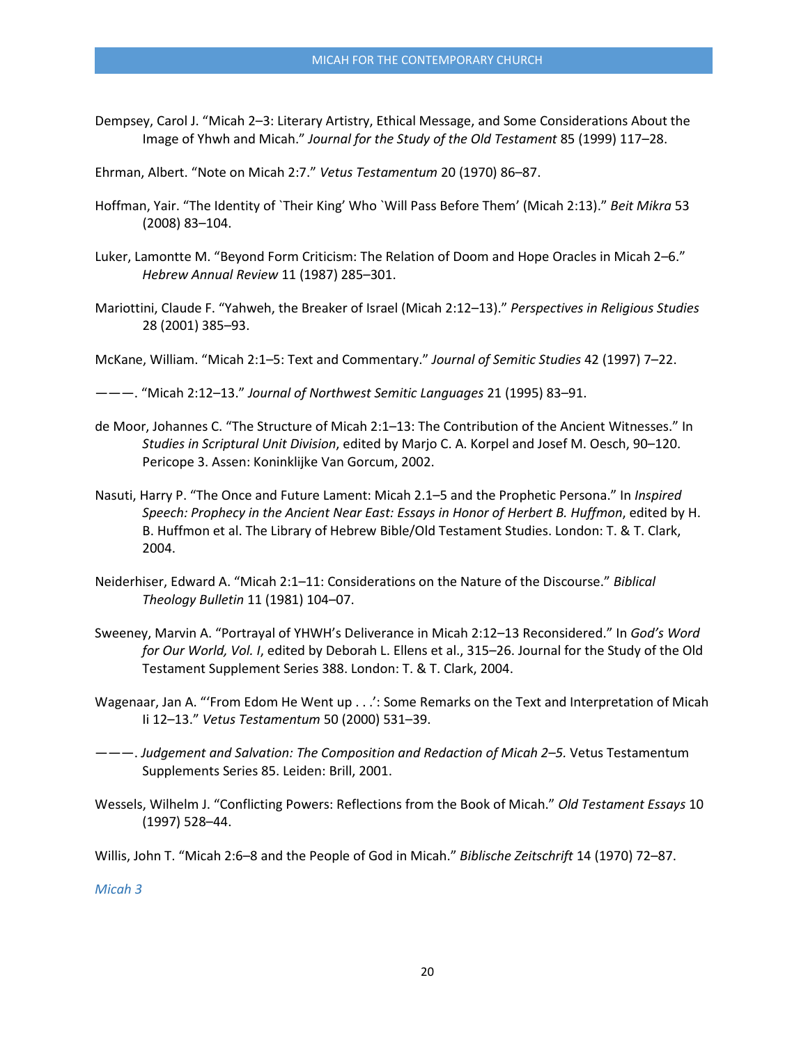Dempsey, Carol J. "Micah 2–3: Literary Artistry, Ethical Message, and Some Considerations About the Image of Yhwh and Micah." *Journal for the Study of the Old Testament* 85 (1999) 117–28.

Ehrman, Albert. "Note on Micah 2:7." *Vetus Testamentum* 20 (1970) 86–87.

Hoffman, Yair. "The Identity of `Their King' Who `Will Pass Before Them' (Micah 2:13)." *Beit Mikra* 53 (2008) 83–104.

Luker, Lamontte M. "Beyond Form Criticism: The Relation of Doom and Hope Oracles in Micah 2–6." *Hebrew Annual Review* 11 (1987) 285–301.

Mariottini, Claude F. "Yahweh, the Breaker of Israel (Micah 2:12–13)." *Perspectives in Religious Studies* 28 (2001) 385–93.

McKane, William. "Micah 2:1–5: Text and Commentary." *Journal of Semitic Studies* 42 (1997) 7–22.

———. "Micah 2:12–13." *Journal of Northwest Semitic Languages* 21 (1995) 83–91.

de Moor, Johannes C. "The Structure of Micah 2:1–13: The Contribution of the Ancient Witnesses." In *Studies in Scriptural Unit Division*, edited by Marjo C. A. Korpel and Josef M. Oesch, 90–120. Pericope 3. Assen: Koninklijke Van Gorcum, 2002.

Nasuti, Harry P. "The Once and Future Lament: Micah 2.1–5 and the Prophetic Persona." In *Inspired Speech: Prophecy in the Ancient Near East: Essays in Honor of Herbert B. Huffmon*, edited by H. B. Huffmon et al. The Library of Hebrew Bible/Old Testament Studies. London: T. & T. Clark, 2004.

Neiderhiser, Edward A. "Micah 2:1–11: Considerations on the Nature of the Discourse." *Biblical Theology Bulletin* 11 (1981) 104–07.

Sweeney, Marvin A. "Portrayal of YHWH's Deliverance in Micah 2:12–13 Reconsidered." In *God's Word for Our World, Vol. I*, edited by Deborah L. Ellens et al., 315–26. Journal for the Study of the Old Testament Supplement Series 388. London: T. & T. Clark, 2004.

Wagenaar, Jan A. "'From Edom He Went up . . .': Some Remarks on the Text and Interpretation of Micah Ii 12–13." *Vetus Testamentum* 50 (2000) 531–39.

———. *Judgement and Salvation: The Composition and Redaction of Micah 2–5.* Vetus Testamentum Supplements Series 85. Leiden: Brill, 2001.

Wessels, Wilhelm J. "Conflicting Powers: Reflections from the Book of Micah." *Old Testament Essays* 10 (1997) 528–44.

Willis, John T. "Micah 2:6–8 and the People of God in Micah." *Biblische Zeitschrift* 14 (1970) 72–87.

### *Micah 3*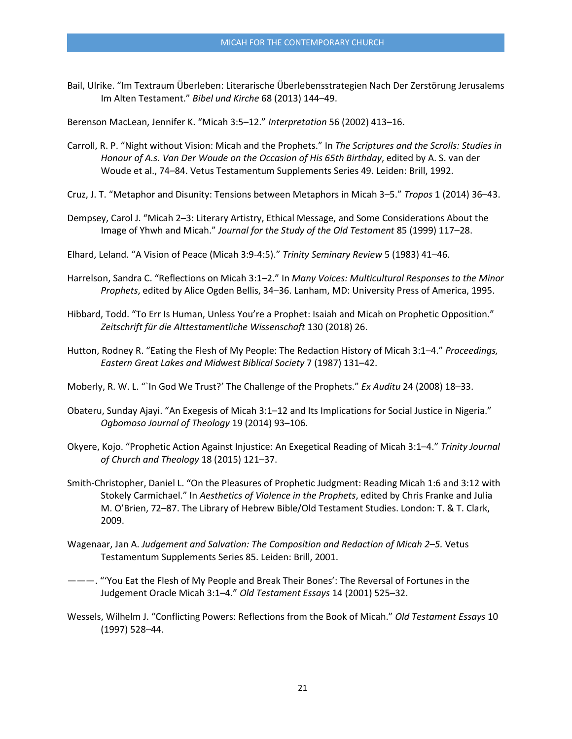Bail, Ulrike. "Im Textraum Überleben: Literarische Überlebensstrategien Nach Der Zerstörung Jerusalems Im Alten Testament." *Bibel und Kirche* 68 (2013) 144–49.

Berenson MacLean, Jennifer K. "Micah 3:5–12." *Interpretation* 56 (2002) 413–16.

Carroll, R. P. "Night without Vision: Micah and the Prophets." In *The Scriptures and the Scrolls: Studies in Honour of A.s. Van Der Woude on the Occasion of His 65th Birthday*, edited by A. S. van der Woude et al., 74–84. Vetus Testamentum Supplements Series 49. Leiden: Brill, 1992.

Cruz, J. T. "Metaphor and Disunity: Tensions between Metaphors in Micah 3–5." *Tropos* 1 (2014) 36–43.

Dempsey, Carol J. "Micah 2–3: Literary Artistry, Ethical Message, and Some Considerations About the Image of Yhwh and Micah." *Journal for the Study of the Old Testament* 85 (1999) 117–28.

Elhard, Leland. "A Vision of Peace (Micah 3:9-4:5)." *Trinity Seminary Review* 5 (1983) 41–46.

Harrelson, Sandra C. "Reflections on Micah 3:1–2." In *Many Voices: Multicultural Responses to the Minor Prophets*, edited by Alice Ogden Bellis, 34–36. Lanham, MD: University Press of America, 1995.

Hibbard, Todd. "To Err Is Human, Unless You're a Prophet: Isaiah and Micah on Prophetic Opposition." *Zeitschrift für die Alttestamentliche Wissenschaft* 130 (2018) 26.

Hutton, Rodney R. "Eating the Flesh of My People: The Redaction History of Micah 3:1–4." *Proceedings, Eastern Great Lakes and Midwest Biblical Society* 7 (1987) 131–42.

Moberly, R. W. L. "`In God We Trust?' The Challenge of the Prophets." *Ex Auditu* 24 (2008) 18–33.

Obateru, Sunday Ajayi. "An Exegesis of Micah 3:1–12 and Its Implications for Social Justice in Nigeria." *Ogbomoso Journal of Theology* 19 (2014) 93–106.

Okyere, Kojo. "Prophetic Action Against Injustice: An Exegetical Reading of Micah 3:1–4." *Trinity Journal of Church and Theology* 18 (2015) 121–37.

Smith-Christopher, Daniel L. "On the Pleasures of Prophetic Judgment: Reading Micah 1:6 and 3:12 with Stokely Carmichael." In *Aesthetics of Violence in the Prophets*, edited by Chris Franke and Julia M. O'Brien, 72–87. The Library of Hebrew Bible/Old Testament Studies. London: T. & T. Clark, 2009.

Wagenaar, Jan A. *Judgement and Salvation: The Composition and Redaction of Micah 2–5.* Vetus Testamentum Supplements Series 85. Leiden: Brill, 2001.

———. "'You Eat the Flesh of My People and Break Their Bones': The Reversal of Fortunes in the Judgement Oracle Micah 3:1–4." *Old Testament Essays* 14 (2001) 525–32.

Wessels, Wilhelm J. "Conflicting Powers: Reflections from the Book of Micah." *Old Testament Essays* 10 (1997) 528–44.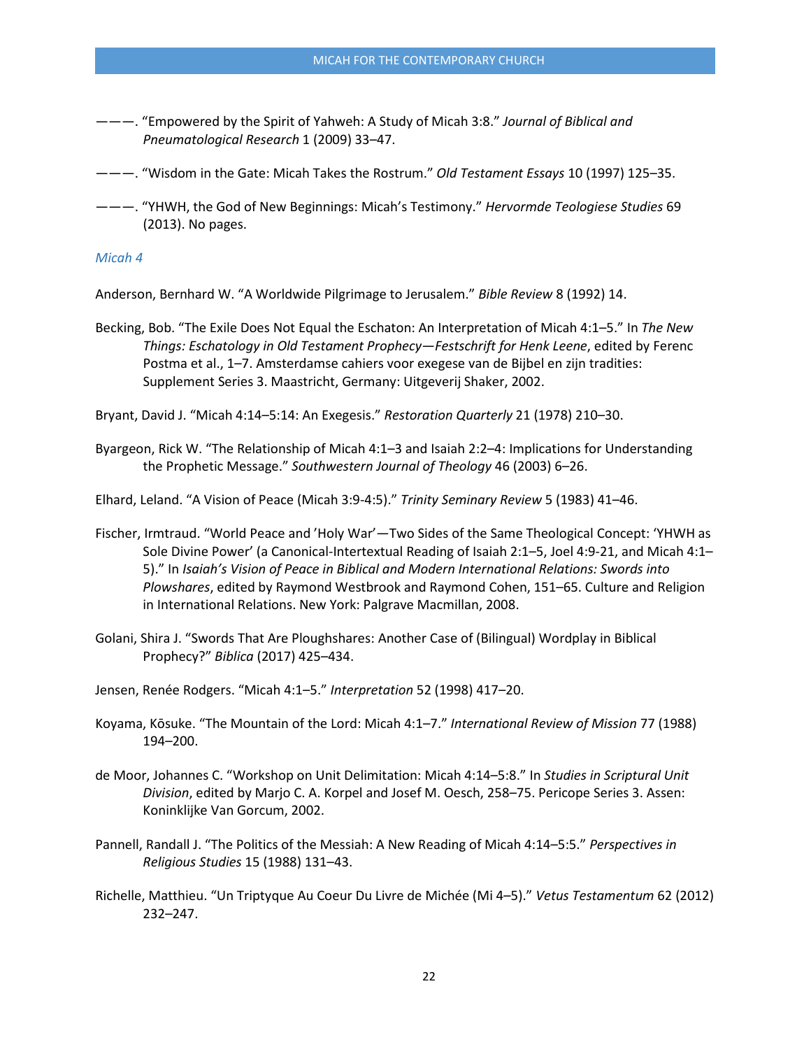———. “Empowered by the Spirit of Yahweh: A Study of Micah 3:8.” *Journal of Biblical and Pneumatological Research* 1 (2009) 33–47.

———. “Wisdom in the Gate: Micah Takes the Rostrum.” *Old Testament Essays* 10 (1997) 125–35.

———. “YHWH, the God of New Beginnings: Micah’s Testimony.” *Hervormde Teologiese Studies* 69 (2013). No pages.

### Micah 4

Anderson, Bernhard W. “A Worldwide Pilgrimage to Jerusalem.” *Bible Review* 8 (1992) 14.

Becking, Bob. “The Exile Does Not Equal the Eschaton: An Interpretation of Micah 4:1–5.” In *The New Things: Eschatology in Old Testament Prophecy—Festschrift for Henk Leene*, edited by Ferenc Postma et al., 1–7. Amsterdamse cahiers voor exegese van de Bijbel en zijn tradities: Supplement Series 3. Maastricht, Germany: Uitgeverij Shaker, 2002.

Bryant, David J. “Micah 4:14–5:14: An Exegesis.” *Restoration Quarterly* 21 (1978) 210–30.

Byargeon, Rick W. “The Relationship of Micah 4:1–3 and Isaiah 2:2–4: Implications for Understanding the Prophetic Message.” *Southwestern Journal of Theology* 46 (2003) 6–26.

Elhard, Leland. “A Vision of Peace (Micah 3:9-4:5).” *Trinity Seminary Review* 5 (1983) 41–46.

Fischer, Irmtraud. “World Peace and ’Holy War’—Two Sides of the Same Theological Concept: ‘YHWH as Sole Divine Power’ (a Canonical-Intertextual Reading of Isaiah 2:1–5, Joel 4:9-21, and Micah 4:1–5).” In *Isaiah’s Vision of Peace in Biblical and Modern International Relations: Swords into Plowshares*, edited by Raymond Westbrook and Raymond Cohen, 151–65. Culture and Religion in International Relations. New York: Palgrave Macmillan, 2008.

Golani, Shira J. “Swords That Are Ploughshares: Another Case of (Bilingual) Wordplay in Biblical Prophecy?” *Biblica* (2017) 425–434.

Jensen, Renée Rodgers. “Micah 4:1–5.” *Interpretation* 52 (1998) 417–20.

Koyama, Kōsuke. “The Mountain of the Lord: Micah 4:1–7.” *International Review of Mission* 77 (1988) 194–200.

de Moor, Johannes C. “Workshop on Unit Delimitation: Micah 4:14–5:8.” In *Studies in Scriptural Unit Division*, edited by Marjo C. A. Korpel and Josef M. Oesch, 258–75. Pericope Series 3. Assen: Koninklijke Van Gorcum, 2002.

Pannell, Randall J. “The Politics of the Messiah: A New Reading of Micah 4:14–5:5.” *Perspectives in Religious Studies* 15 (1988) 131–43.

Richelle, Matthieu. “Un Triptyque Au Coeur Du Livre de Michée (Mi 4–5).” *Vetus Testamentum* 62 (2012) 232–247.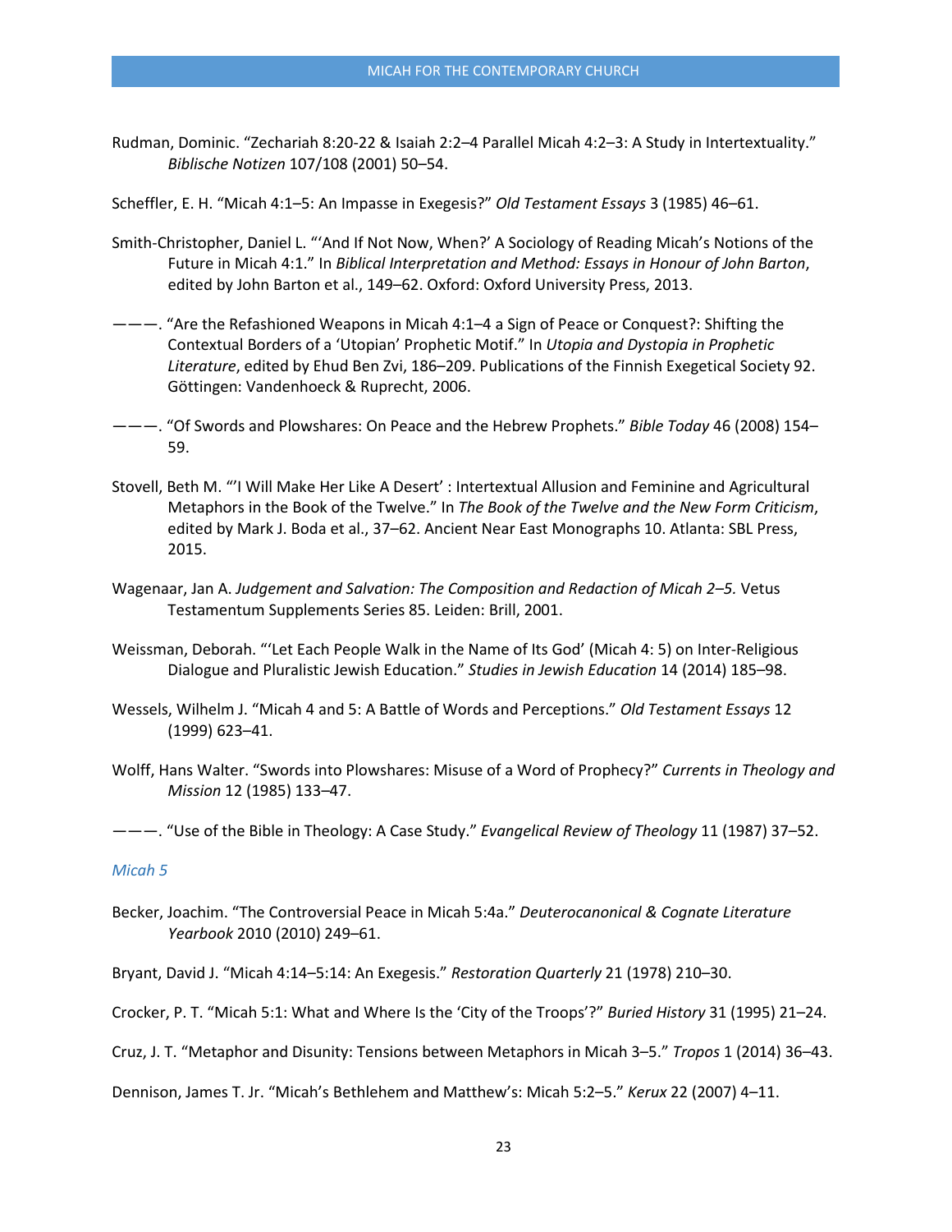Rudman, Dominic. "Zechariah 8:20-22 & Isaiah 2:2–4 Parallel Micah 4:2–3: A Study in Intertextuality." *Biblische Notizen* 107/108 (2001) 50–54.

Scheffler, E. H. "Micah 4:1–5: An Impasse in Exegesis?" *Old Testament Essays* 3 (1985) 46–61.

Smith-Christopher, Daniel L. "'And If Not Now, When?' A Sociology of Reading Micah's Notions of the Future in Micah 4:1." In *Biblical Interpretation and Method: Essays in Honour of John Barton*, edited by John Barton et al., 149–62. Oxford: Oxford University Press, 2013.

———. "Are the Refashioned Weapons in Micah 4:1–4 a Sign of Peace or Conquest?: Shifting the Contextual Borders of a 'Utopian' Prophetic Motif." In *Utopia and Dystopia in Prophetic Literature*, edited by Ehud Ben Zvi, 186–209. Publications of the Finnish Exegetical Society 92. Göttingen: Vandenhoeck & Ruprecht, 2006.

———. "Of Swords and Plowshares: On Peace and the Hebrew Prophets." *Bible Today* 46 (2008) 154–59.

Stovell, Beth M. "'I Will Make Her Like A Desert' : Intertextual Allusion and Feminine and Agricultural Metaphors in the Book of the Twelve." In *The Book of the Twelve and the New Form Criticism*, edited by Mark J. Boda et al., 37–62. Ancient Near East Monographs 10. Atlanta: SBL Press, 2015.

Wagenaar, Jan A. *Judgement and Salvation: The Composition and Redaction of Micah 2–5.* Vetus Testamentum Supplements Series 85. Leiden: Brill, 2001.

Weissman, Deborah. "'Let Each People Walk in the Name of Its God' (Micah 4: 5) on Inter-Religious Dialogue and Pluralistic Jewish Education." *Studies in Jewish Education* 14 (2014) 185–98.

Wessels, Wilhelm J. "Micah 4 and 5: A Battle of Words and Perceptions." *Old Testament Essays* 12 (1999) 623–41.

Wolff, Hans Walter. "Swords into Plowshares: Misuse of a Word of Prophecy?" *Currents in Theology and Mission* 12 (1985) 133–47.

———. "Use of the Bible in Theology: A Case Study." *Evangelical Review of Theology* 11 (1987) 37–52.

### *Micah 5*

Becker, Joachim. "The Controversial Peace in Micah 5:4a." *Deuterocanonical & Cognate Literature Yearbook* 2010 (2010) 249–61.

Bryant, David J. "Micah 4:14–5:14: An Exegesis." *Restoration Quarterly* 21 (1978) 210–30.

Crocker, P. T. "Micah 5:1: What and Where Is the 'City of the Troops'?" *Buried History* 31 (1995) 21–24.

Cruz, J. T. "Metaphor and Disunity: Tensions between Metaphors in Micah 3–5." *Tropos* 1 (2014) 36–43.

Dennison, James T. Jr. "Micah's Bethlehem and Matthew's: Micah 5:2–5." *Kerux* 22 (2007) 4–11.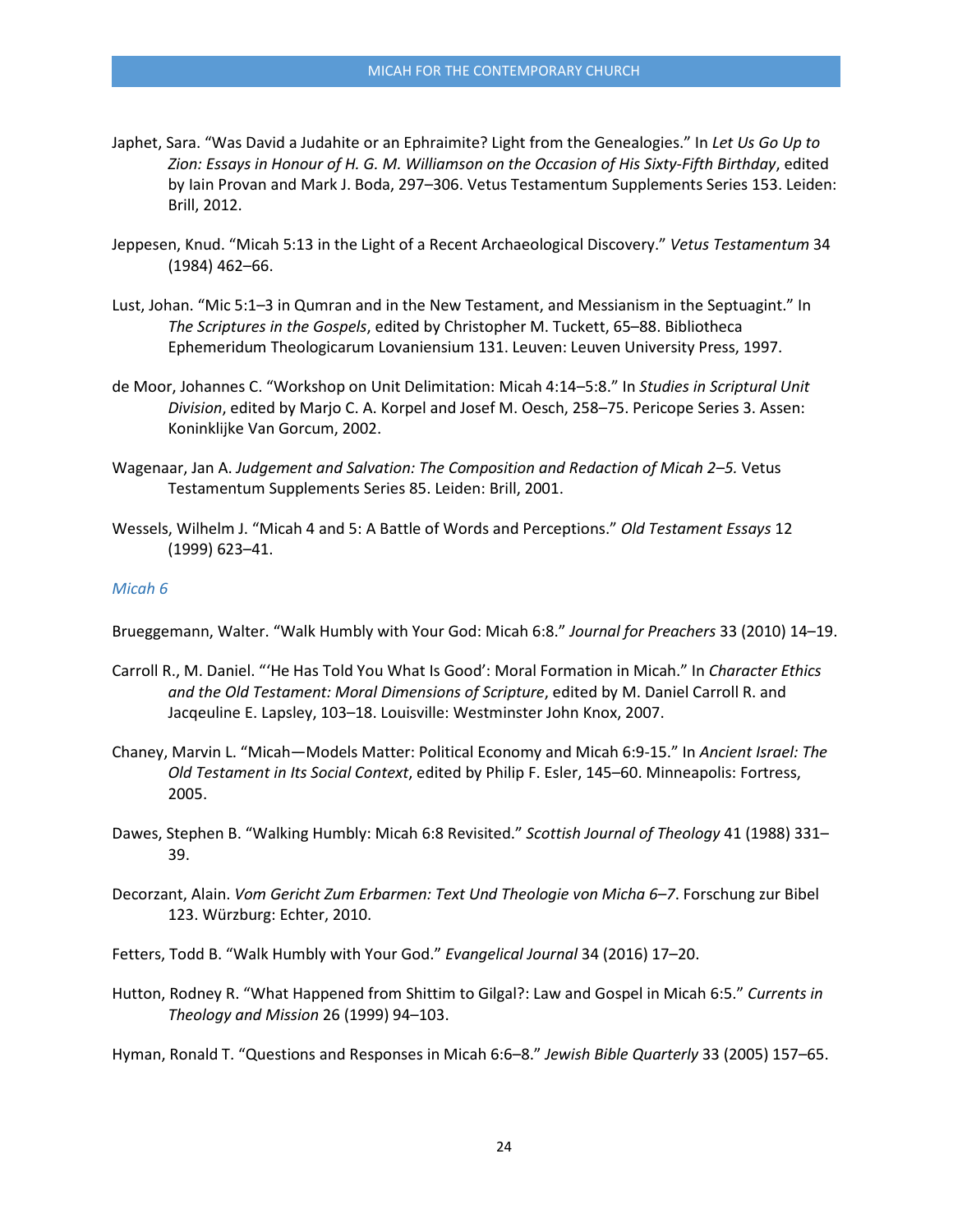Japhet, Sara. "Was David a Judahite or an Ephraimite? Light from the Genealogies." In *Let Us Go Up to Zion: Essays in Honour of H. G. M. Williamson on the Occasion of His Sixty-Fifth Birthday*, edited by Iain Provan and Mark J. Boda, 297–306. Vetus Testamentum Supplements Series 153. Leiden: Brill, 2012.

Jeppesen, Knud. "Micah 5:13 in the Light of a Recent Archaeological Discovery." *Vetus Testamentum* 34 (1984) 462–66.

Lust, Johan. "Mic 5:1–3 in Qumran and in the New Testament, and Messianism in the Septuagint." In *The Scriptures in the Gospels*, edited by Christopher M. Tuckett, 65–88. Bibliotheca Ephemeridum Theologicarum Lovaniensium 131. Leuven: Leuven University Press, 1997.

de Moor, Johannes C. "Workshop on Unit Delimitation: Micah 4:14–5:8." In *Studies in Scriptural Unit Division*, edited by Marjo C. A. Korpel and Josef M. Oesch, 258–75. Pericope Series 3. Assen: Koninklijke Van Gorcum, 2002.

Wagenaar, Jan A. *Judgement and Salvation: The Composition and Redaction of Micah 2–5.* Vetus Testamentum Supplements Series 85. Leiden: Brill, 2001.

Wessels, Wilhelm J. "Micah 4 and 5: A Battle of Words and Perceptions." *Old Testament Essays* 12 (1999) 623–41.

### *Micah 6*

Brueggemann, Walter. "Walk Humbly with Your God: Micah 6:8." *Journal for Preachers* 33 (2010) 14–19.

Carroll R., M. Daniel. "'He Has Told You What Is Good': Moral Formation in Micah." In *Character Ethics and the Old Testament: Moral Dimensions of Scripture*, edited by M. Daniel Carroll R. and Jacqeuline E. Lapsley, 103–18. Louisville: Westminster John Knox, 2007.

Chaney, Marvin L. "Micah—Models Matter: Political Economy and Micah 6:9-15." In *Ancient Israel: The Old Testament in Its Social Context*, edited by Philip F. Esler, 145–60. Minneapolis: Fortress, 2005.

Dawes, Stephen B. "Walking Humbly: Micah 6:8 Revisited." *Scottish Journal of Theology* 41 (1988) 331–39.

Decorzant, Alain. *Vom Gericht Zum Erbarmen: Text Und Theologie von Micha 6–7*. Forschung zur Bibel 123. Würzburg: Echter, 2010.

Fetters, Todd B. "Walk Humbly with Your God." *Evangelical Journal* 34 (2016) 17–20.

Hutton, Rodney R. "What Happened from Shittim to Gilgal?: Law and Gospel in Micah 6:5." *Currents in Theology and Mission* 26 (1999) 94–103.

Hyman, Ronald T. "Questions and Responses in Micah 6:6–8." *Jewish Bible Quarterly* 33 (2005) 157–65.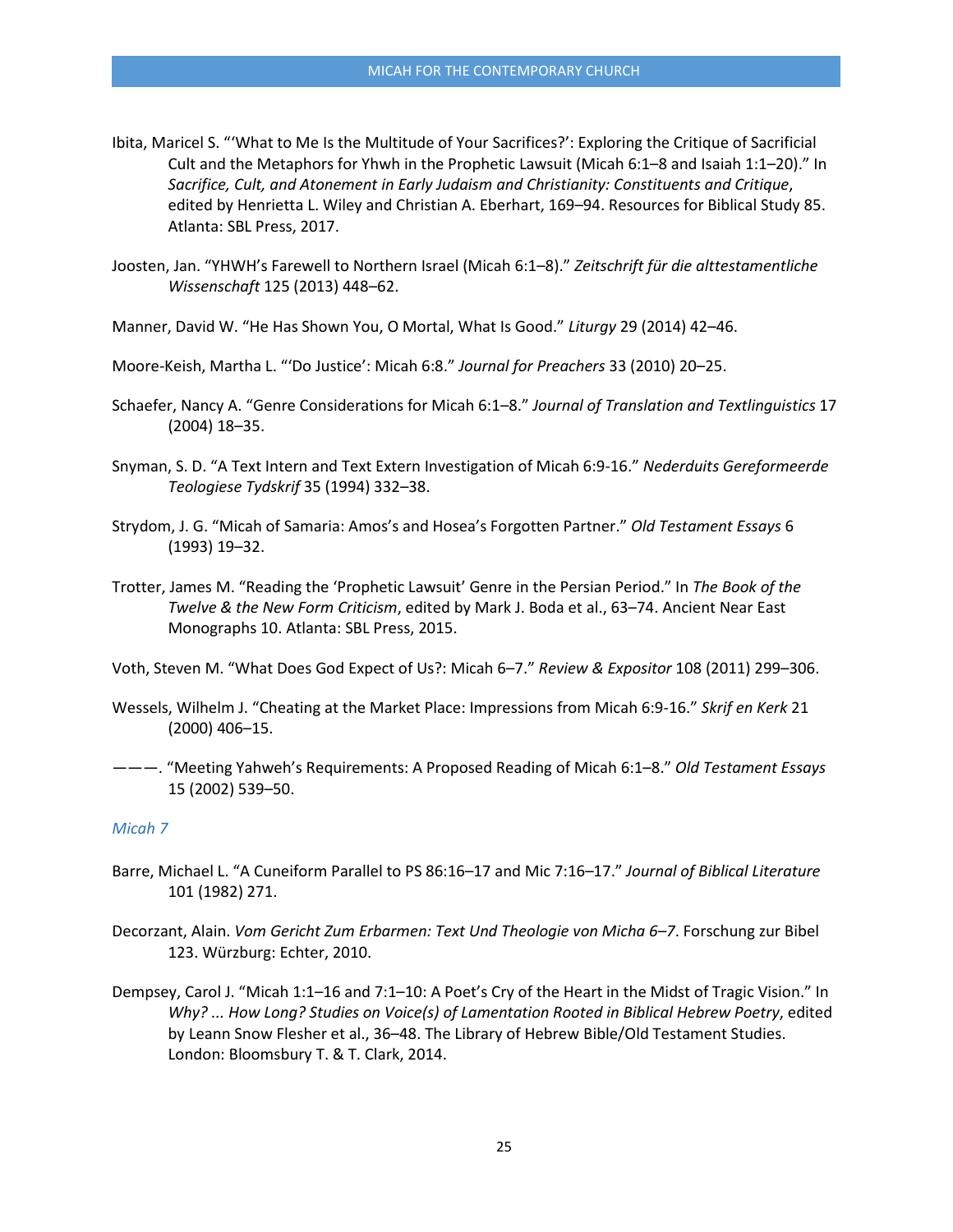Ibita, Maricel S. "'What to Me Is the Multitude of Your Sacrifices?': Exploring the Critique of Sacrificial Cult and the Metaphors for Yhwh in the Prophetic Lawsuit (Micah 6:1–8 and Isaiah 1:1–20)." In *Sacrifice, Cult, and Atonement in Early Judaism and Christianity: Constituents and Critique*, edited by Henrietta L. Wiley and Christian A. Eberhart, 169–94. Resources for Biblical Study 85. Atlanta: SBL Press, 2017.

Joosten, Jan. "YHWH's Farewell to Northern Israel (Micah 6:1–8)." *Zeitschrift für die alttestamentliche Wissenschaft* 125 (2013) 448–62.

Manner, David W. "He Has Shown You, O Mortal, What Is Good." *Liturgy* 29 (2014) 42–46.

Moore-Keish, Martha L. "'Do Justice': Micah 6:8." *Journal for Preachers* 33 (2010) 20–25.

Schaefer, Nancy A. "Genre Considerations for Micah 6:1–8." *Journal of Translation and Textlinguistics* 17 (2004) 18–35.

Snyman, S. D. "A Text Intern and Text Extern Investigation of Micah 6:9-16." *Nederduits Gereformeerde Teologiese Tydskrif* 35 (1994) 332–38.

Strydom, J. G. "Micah of Samaria: Amos's and Hosea's Forgotten Partner." *Old Testament Essays* 6 (1993) 19–32.

Trotter, James M. "Reading the 'Prophetic Lawsuit' Genre in the Persian Period." In *The Book of the Twelve & the New Form Criticism*, edited by Mark J. Boda et al., 63–74. Ancient Near East Monographs 10. Atlanta: SBL Press, 2015.

Voth, Steven M. "What Does God Expect of Us?: Micah 6–7." *Review & Expositor* 108 (2011) 299–306.

Wessels, Wilhelm J. "Cheating at the Market Place: Impressions from Micah 6:9-16." *Skrif en Kerk* 21 (2000) 406–15.

———. "Meeting Yahweh's Requirements: A Proposed Reading of Micah 6:1–8." *Old Testament Essays* 15 (2002) 539–50.

### *Micah 7*

Barre, Michael L. "A Cuneiform Parallel to PS 86:16–17 and Mic 7:16–17." *Journal of Biblical Literature* 101 (1982) 271.

Decorzant, Alain. *Vom Gericht Zum Erbarmen: Text Und Theologie von Micha 6–7*. Forschung zur Bibel 123. Würzburg: Echter, 2010.

Dempsey, Carol J. "Micah 1:1–16 and 7:1–10: A Poet's Cry of the Heart in the Midst of Tragic Vision." In *Why? ... How Long? Studies on Voice(s) of Lamentation Rooted in Biblical Hebrew Poetry*, edited by Leann Snow Flesher et al., 36–48. The Library of Hebrew Bible/Old Testament Studies. London: Bloomsbury T. & T. Clark, 2014.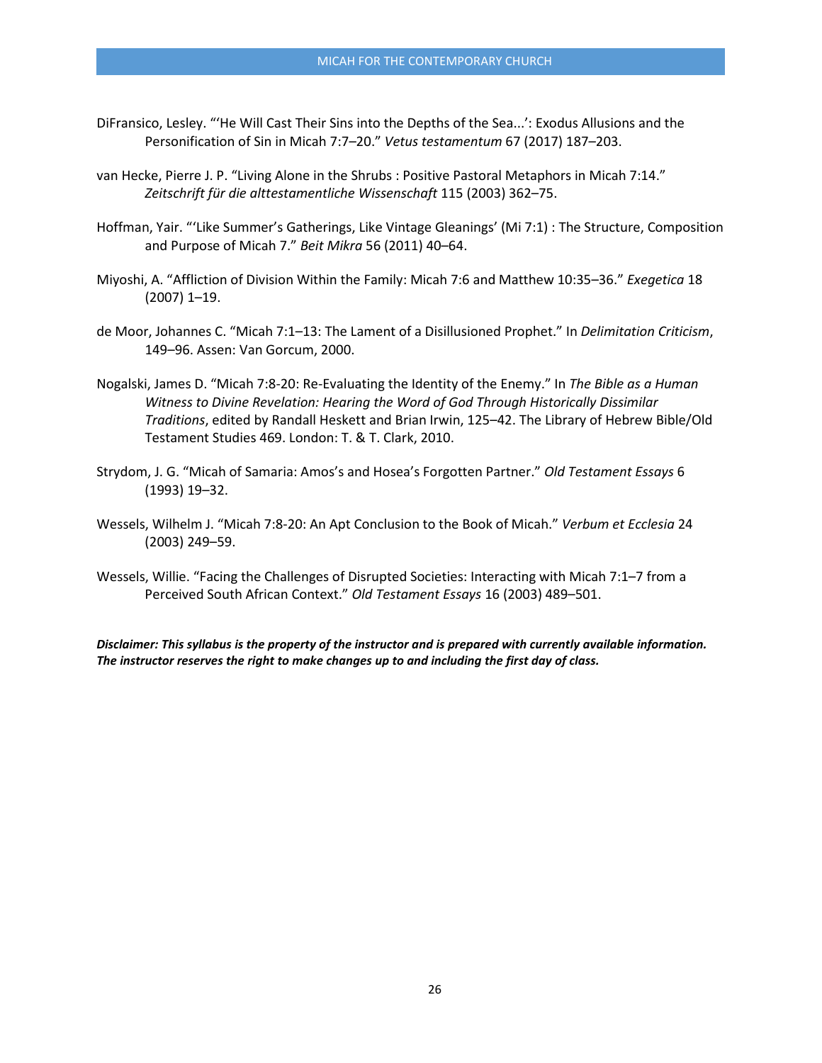DiFransico, Lesley. "'He Will Cast Their Sins into the Depths of the Sea...': Exodus Allusions and the Personification of Sin in Micah 7:7–20." *Vetus testamentum* 67 (2017) 187–203.

van Hecke, Pierre J. P. "Living Alone in the Shrubs : Positive Pastoral Metaphors in Micah 7:14." *Zeitschrift für die alttestamentliche Wissenschaft* 115 (2003) 362–75.

Hoffman, Yair. "'Like Summer's Gatherings, Like Vintage Gleanings' (Mi 7:1) : The Structure, Composition and Purpose of Micah 7." *Beit Mikra* 56 (2011) 40–64.

Miyoshi, A. "Affliction of Division Within the Family: Micah 7:6 and Matthew 10:35–36." *Exegetica* 18 (2007) 1–19.

de Moor, Johannes C. "Micah 7:1–13: The Lament of a Disillusioned Prophet." In *Delimitation Criticism*, 149–96. Assen: Van Gorcum, 2000.

Nogalski, James D. "Micah 7:8-20: Re-Evaluating the Identity of the Enemy." In *The Bible as a Human Witness to Divine Revelation: Hearing the Word of God Through Historically Dissimilar Traditions*, edited by Randall Heskett and Brian Irwin, 125–42. The Library of Hebrew Bible/Old Testament Studies 469. London: T. & T. Clark, 2010.

Strydom, J. G. "Micah of Samaria: Amos's and Hosea's Forgotten Partner." *Old Testament Essays* 6 (1993) 19–32.

Wessels, Wilhelm J. "Micah 7:8-20: An Apt Conclusion to the Book of Micah." *Verbum et Ecclesia* 24 (2003) 249–59.

Wessels, Willie. "Facing the Challenges of Disrupted Societies: Interacting with Micah 7:1–7 from a Perceived South African Context." *Old Testament Essays* 16 (2003) 489–501.

***Disclaimer: This syllabus is the property of the instructor and is prepared with currently available information. The instructor reserves the right to make changes up to and including the first day of class.***